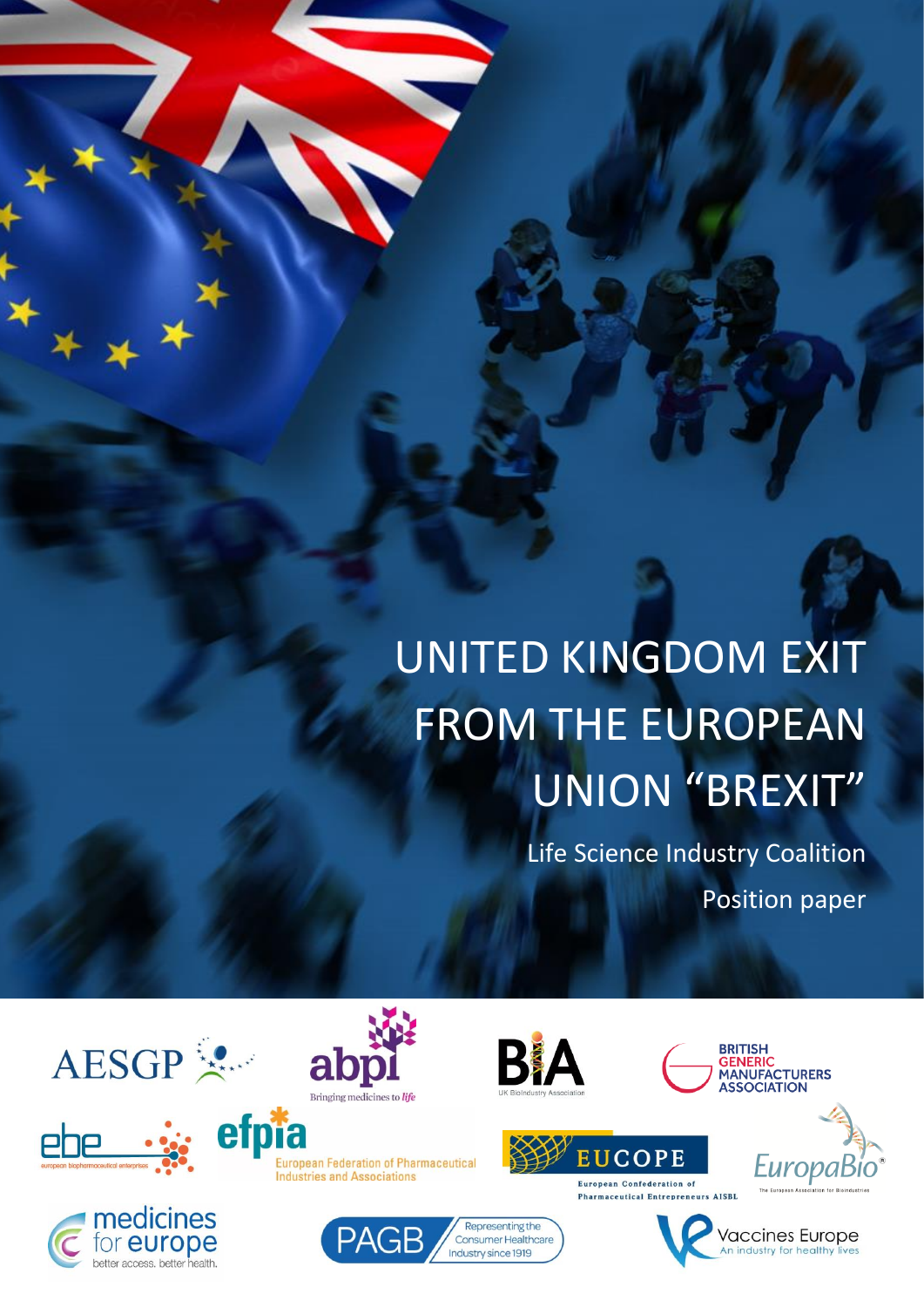# UNITED KINGDOM EXIT FROM THE EUROPEAN UNION "BREXIT"

Life Science Industry Coalition

Position paper

AESGP

abpi — Bringing medicines to *life*

BIA — UK BioIndustry Association

BRITISH GENERIC MANUFACTURERS ASSOCIATION

ebe — european biopharmaceutical enterprises

efpia — European Federation of Pharmaceutical Industries and Associations

EUCOPE — European Confederation of Pharmaceutical Entrepreneurs AISBL

EuropaBio — The European Association for Bioindustries

medicines for europe — better access. better health.

PAGB — Representing the Consumer Healthcare Industry since 1919

Vaccines Europe — An industry for healthy lives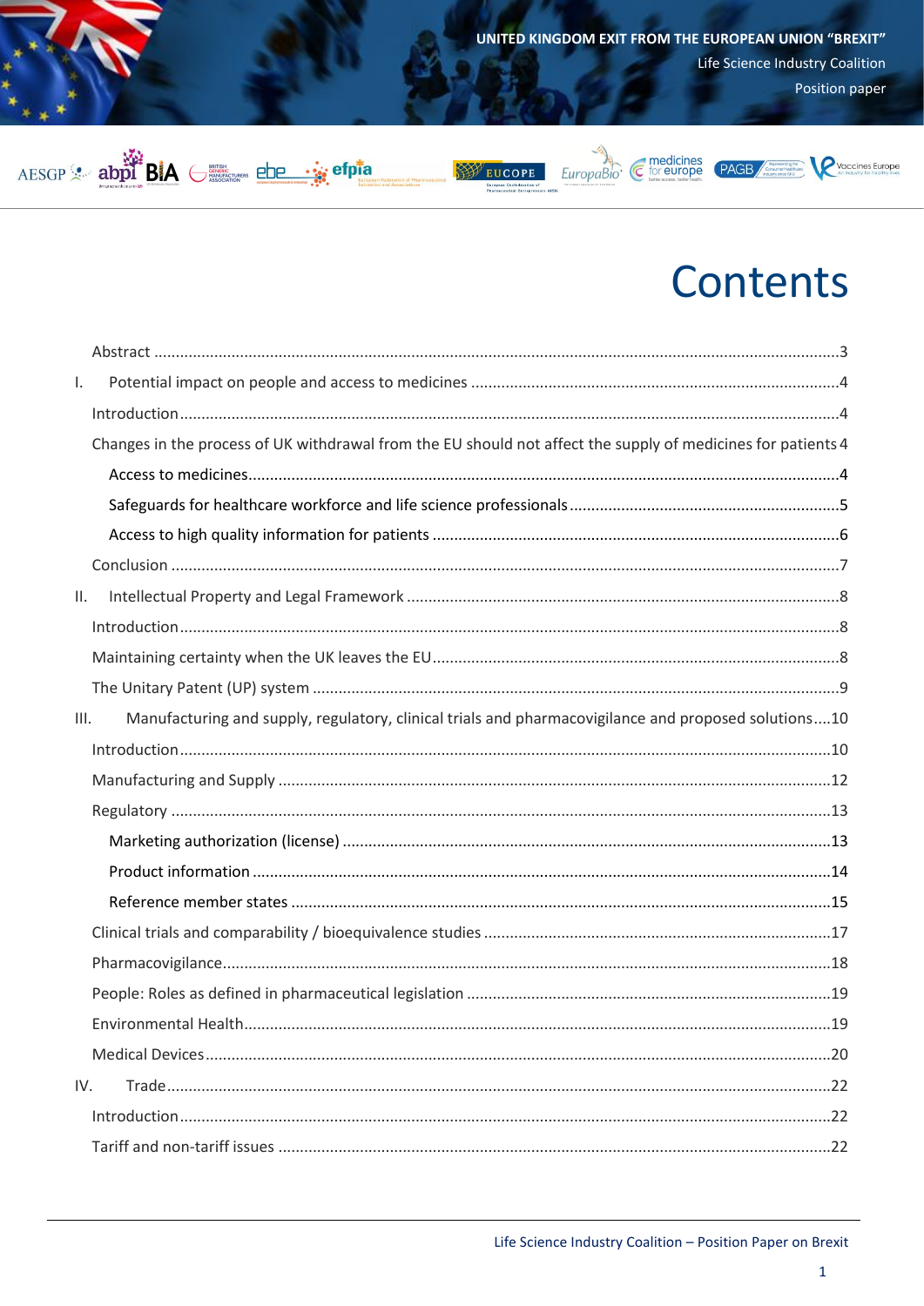# Contents

Abstract ....3

I. Potential impact on people and access to medicines ....4

Introduction ....4

Changes in the process of UK withdrawal from the EU should not affect the supply of medicines for patients ....4

Access to medicines ....4

Safeguards for healthcare workforce and life science professionals ....5

Access to high quality information for patients ....6

Conclusion ....7

II. Intellectual Property and Legal Framework ....8

Introduction ....8

Maintaining certainty when the UK leaves the EU ....8

The Unitary Patent (UP) system ....9

III. Manufacturing and supply, regulatory, clinical trials and pharmacovigilance and proposed solutions ....10

Introduction ....10

Manufacturing and Supply ....12

Regulatory ....13

Marketing authorization (license) ....13

Product information ....14

Reference member states ....15

Clinical trials and comparability / bioequivalence studies ....17

Pharmacovigilance ....18

People: Roles as defined in pharmaceutical legislation ....19

Environmental Health ....19

Medical Devices ....20

IV. Trade ....22

Introduction ....22

Tariff and non-tariff issues ....22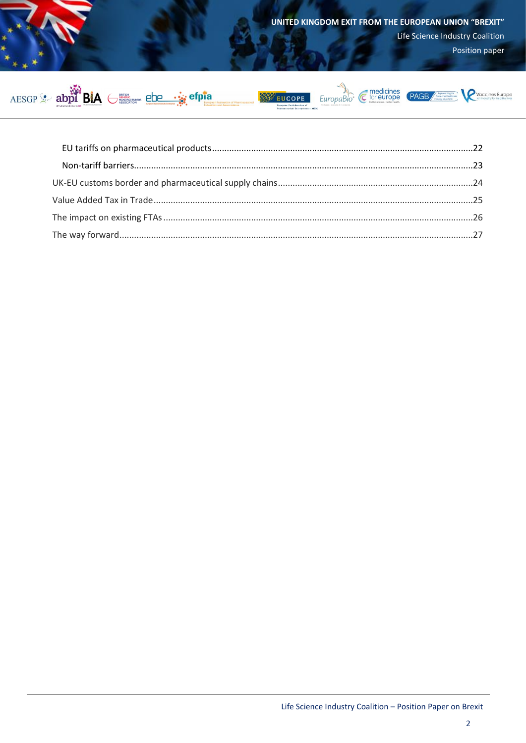EU tariffs on pharmaceutical products ........................................................................................................22

Non-tariff barriers.........................................................................................................................................23

UK-EU customs border and pharmaceutical supply chains ..............................................................................24

Value Added Tax in Trade ..................................................................................................................................25

The impact on existing FTAs ..............................................................................................................................26

The way forward ...............................................................................................................................................27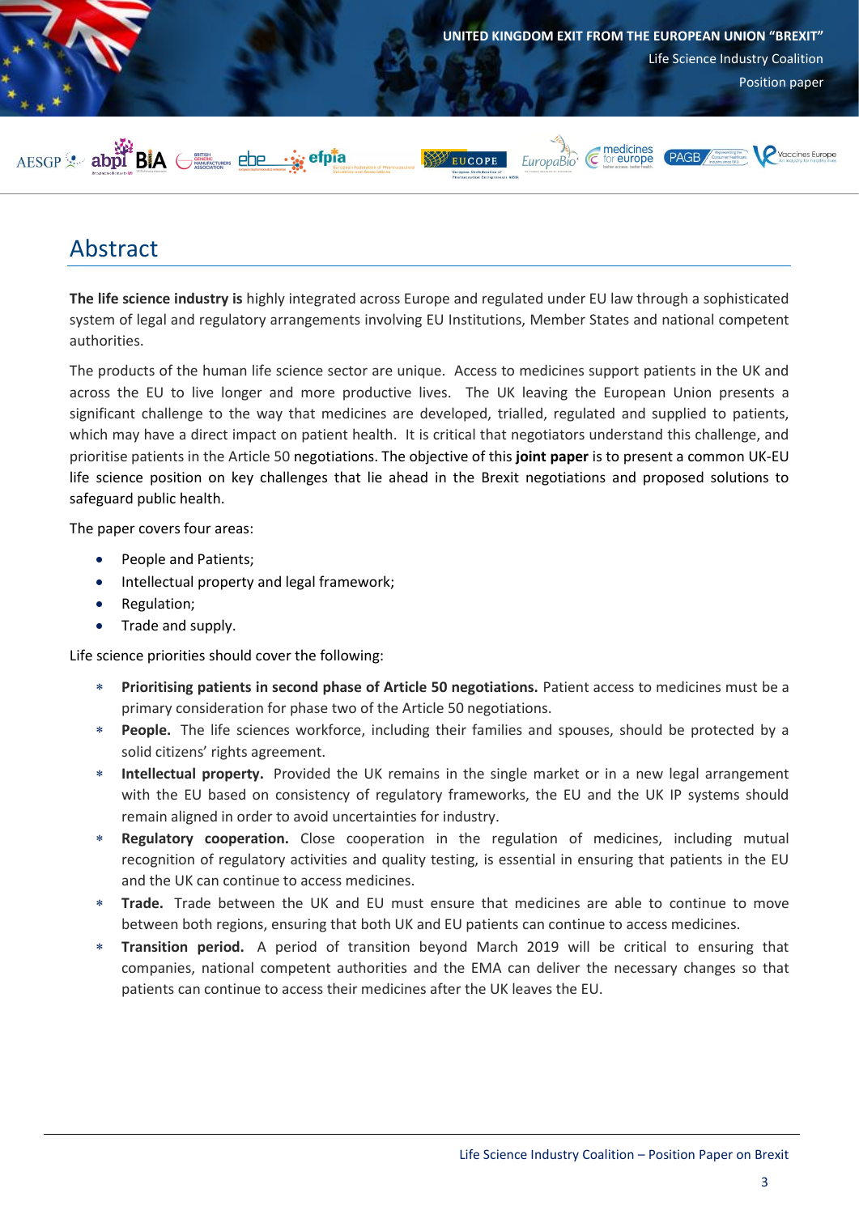## Abstract

**The life science industry is** highly integrated across Europe and regulated under EU law through a sophisticated system of legal and regulatory arrangements involving EU Institutions, Member States and national competent authorities.

The products of the human life science sector are unique. Access to medicines support patients in the UK and across the EU to live longer and more productive lives. The UK leaving the European Union presents a significant challenge to the way that medicines are developed, trialled, regulated and supplied to patients, which may have a direct impact on patient health. It is critical that negotiators understand this challenge, and prioritise patients in the Article 50 negotiations. The objective of this **joint paper** is to present a common UK-EU life science position on key challenges that lie ahead in the Brexit negotiations and proposed solutions to safeguard public health.

The paper covers four areas:

- People and Patients;
- Intellectual property and legal framework;
- Regulation;
- Trade and supply.

Life science priorities should cover the following:

- **Prioritising patients in second phase of Article 50 negotiations.** Patient access to medicines must be a primary consideration for phase two of the Article 50 negotiations.
- **People.** The life sciences workforce, including their families and spouses, should be protected by a solid citizens' rights agreement.
- **Intellectual property.** Provided the UK remains in the single market or in a new legal arrangement with the EU based on consistency of regulatory frameworks, the EU and the UK IP systems should remain aligned in order to avoid uncertainties for industry.
- **Regulatory cooperation.** Close cooperation in the regulation of medicines, including mutual recognition of regulatory activities and quality testing, is essential in ensuring that patients in the EU and the UK can continue to access medicines.
- **Trade.** Trade between the UK and EU must ensure that medicines are able to continue to move between both regions, ensuring that both UK and EU patients can continue to access medicines.
- **Transition period.** A period of transition beyond March 2019 will be critical to ensuring that companies, national competent authorities and the EMA can deliver the necessary changes so that patients can continue to access their medicines after the UK leaves the EU.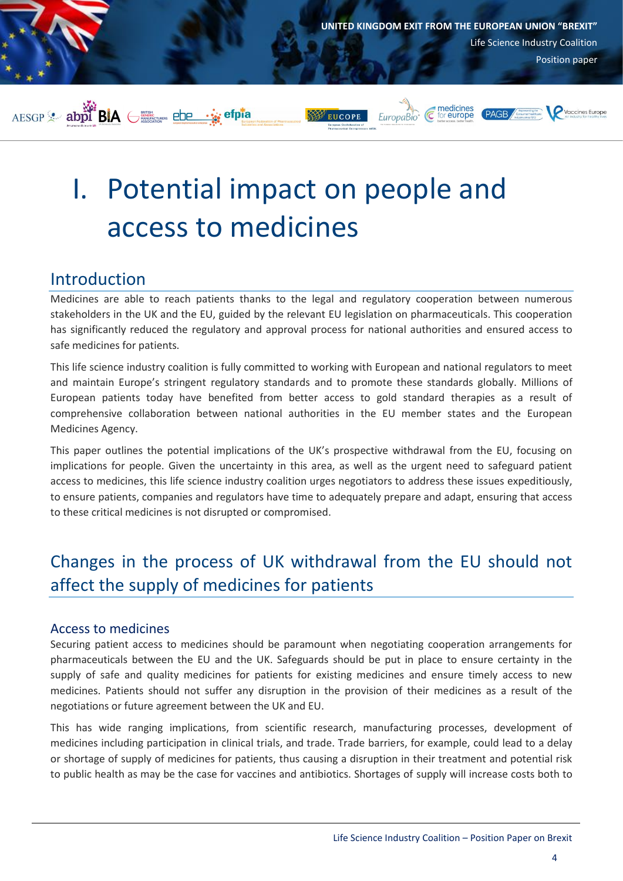# I. Potential impact on people and access to medicines

## Introduction

Medicines are able to reach patients thanks to the legal and regulatory cooperation between numerous stakeholders in the UK and the EU, guided by the relevant EU legislation on pharmaceuticals. This cooperation has significantly reduced the regulatory and approval process for national authorities and ensured access to safe medicines for patients.

This life science industry coalition is fully committed to working with European and national regulators to meet and maintain Europe's stringent regulatory standards and to promote these standards globally. Millions of European patients today have benefited from better access to gold standard therapies as a result of comprehensive collaboration between national authorities in the EU member states and the European Medicines Agency.

This paper outlines the potential implications of the UK's prospective withdrawal from the EU, focusing on implications for people. Given the uncertainty in this area, as well as the urgent need to safeguard patient access to medicines, this life science industry coalition urges negotiators to address these issues expeditiously, to ensure patients, companies and regulators have time to adequately prepare and adapt, ensuring that access to these critical medicines is not disrupted or compromised.

## Changes in the process of UK withdrawal from the EU should not affect the supply of medicines for patients

### Access to medicines

Securing patient access to medicines should be paramount when negotiating cooperation arrangements for pharmaceuticals between the EU and the UK. Safeguards should be put in place to ensure certainty in the supply of safe and quality medicines for patients for existing medicines and ensure timely access to new medicines. Patients should not suffer any disruption in the provision of their medicines as a result of the negotiations or future agreement between the UK and EU.

This has wide ranging implications, from scientific research, manufacturing processes, development of medicines including participation in clinical trials, and trade. Trade barriers, for example, could lead to a delay or shortage of supply of medicines for patients, thus causing a disruption in their treatment and potential risk to public health as may be the case for vaccines and antibiotics. Shortages of supply will increase costs both to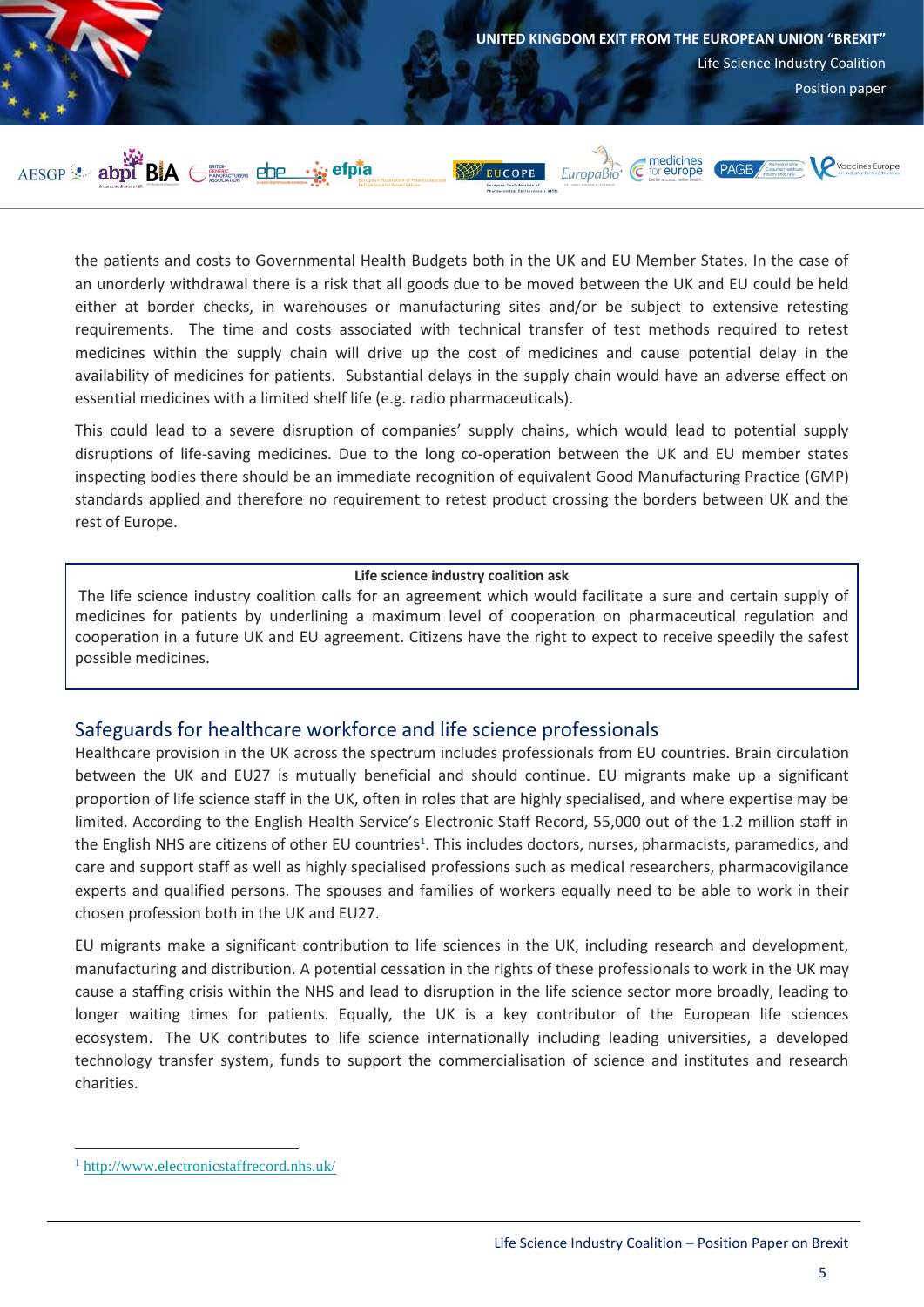the patients and costs to Governmental Health Budgets both in the UK and EU Member States. In the case of an unorderly withdrawal there is a risk that all goods due to be moved between the UK and EU could be held either at border checks, in warehouses or manufacturing sites and/or be subject to extensive retesting requirements. The time and costs associated with technical transfer of test methods required to retest medicines within the supply chain will drive up the cost of medicines and cause potential delay in the availability of medicines for patients. Substantial delays in the supply chain would have an adverse effect on essential medicines with a limited shelf life (e.g. radio pharmaceuticals).

This could lead to a severe disruption of companies' supply chains, which would lead to potential supply disruptions of life-saving medicines. Due to the long co-operation between the UK and EU member states inspecting bodies there should be an immediate recognition of equivalent Good Manufacturing Practice (GMP) standards applied and therefore no requirement to retest product crossing the borders between UK and the rest of Europe.

> **Life science industry coalition ask**
>
> The life science industry coalition calls for an agreement which would facilitate a sure and certain supply of medicines for patients by underlining a maximum level of cooperation on pharmaceutical regulation and cooperation in a future UK and EU agreement. Citizens have the right to expect to receive speedily the safest possible medicines.

## Safeguards for healthcare workforce and life science professionals

Healthcare provision in the UK across the spectrum includes professionals from EU countries. Brain circulation between the UK and EU27 is mutually beneficial and should continue. EU migrants make up a significant proportion of life science staff in the UK, often in roles that are highly specialised, and where expertise may be limited. According to the English Health Service's Electronic Staff Record, 55,000 out of the 1.2 million staff in the English NHS are citizens of other EU countries[1]. This includes doctors, nurses, pharmacists, paramedics, and care and support staff as well as highly specialised professions such as medical researchers, pharmacovigilance experts and qualified persons. The spouses and families of workers equally need to be able to work in their chosen profession both in the UK and EU27.

EU migrants make a significant contribution to life sciences in the UK, including research and development, manufacturing and distribution. A potential cessation in the rights of these professionals to work in the UK may cause a staffing crisis within the NHS and lead to disruption in the life science sector more broadly, leading to longer waiting times for patients. Equally, the UK is a key contributor of the European life sciences ecosystem. The UK contributes to life science internationally including leading universities, a developed technology transfer system, funds to support the commercialisation of science and institutes and research charities.

---

[1] http://www.electronicstaffrecord.nhs.uk/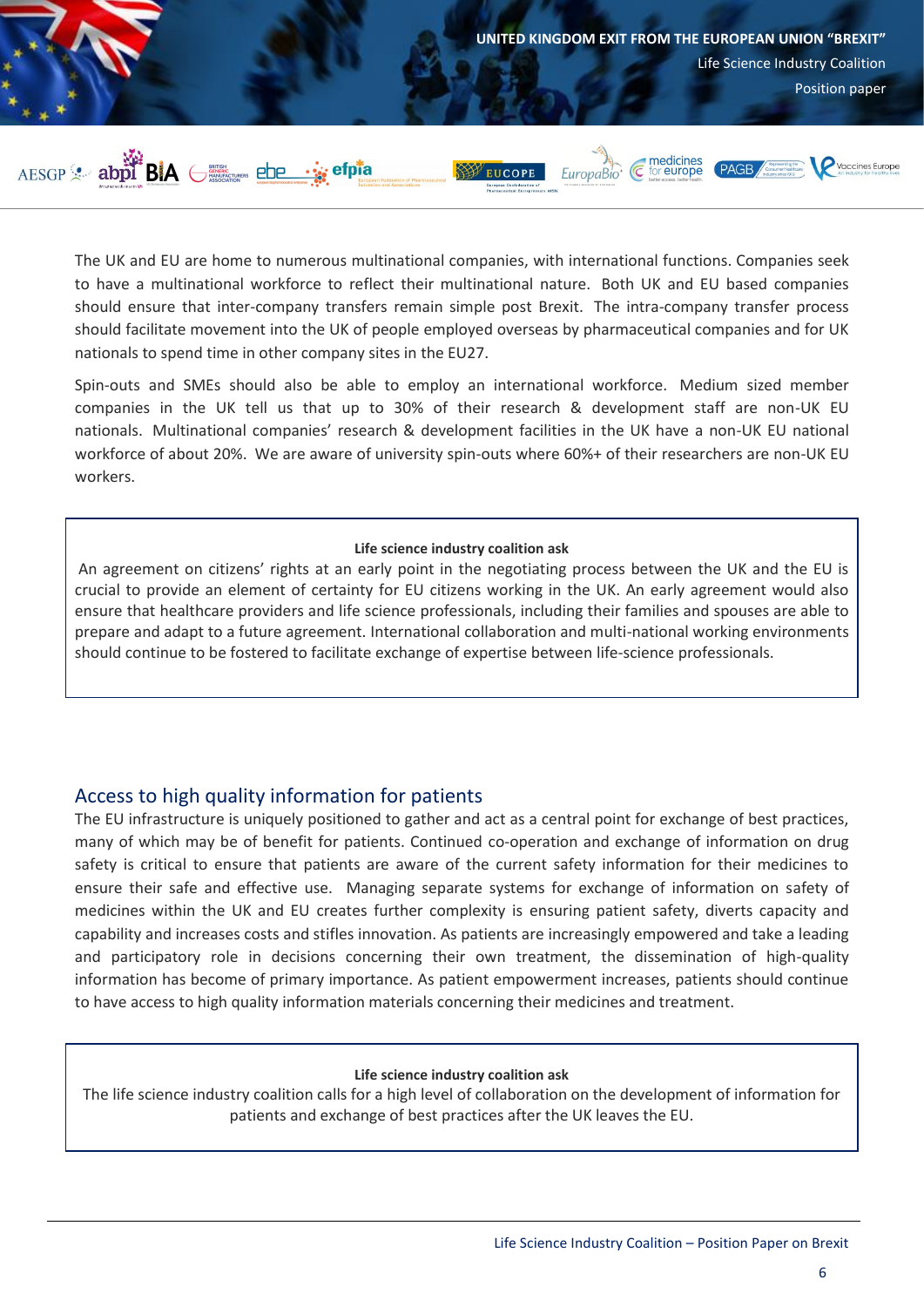The UK and EU are home to numerous multinational companies, with international functions. Companies seek to have a multinational workforce to reflect their multinational nature. Both UK and EU based companies should ensure that inter-company transfers remain simple post Brexit. The intra-company transfer process should facilitate movement into the UK of people employed overseas by pharmaceutical companies and for UK nationals to spend time in other company sites in the EU27.

Spin-outs and SMEs should also be able to employ an international workforce. Medium sized member companies in the UK tell us that up to 30% of their research & development staff are non-UK EU nationals. Multinational companies' research & development facilities in the UK have a non-UK EU national workforce of about 20%. We are aware of university spin-outs where 60%+ of their researchers are non-UK EU workers.

> **Life science industry coalition ask**
>
> An agreement on citizens' rights at an early point in the negotiating process between the UK and the EU is crucial to provide an element of certainty for EU citizens working in the UK. An early agreement would also ensure that healthcare providers and life science professionals, including their families and spouses are able to prepare and adapt to a future agreement. International collaboration and multi-national working environments should continue to be fostered to facilitate exchange of expertise between life-science professionals.

## Access to high quality information for patients

The EU infrastructure is uniquely positioned to gather and act as a central point for exchange of best practices, many of which may be of benefit for patients. Continued co-operation and exchange of information on drug safety is critical to ensure that patients are aware of the current safety information for their medicines to ensure their safe and effective use. Managing separate systems for exchange of information on safety of medicines within the UK and EU creates further complexity is ensuring patient safety, diverts capacity and capability and increases costs and stifles innovation. As patients are increasingly empowered and take a leading and participatory role in decisions concerning their own treatment, the dissemination of high-quality information has become of primary importance. As patient empowerment increases, patients should continue to have access to high quality information materials concerning their medicines and treatment.

> **Life science industry coalition ask**
>
> The life science industry coalition calls for a high level of collaboration on the development of information for patients and exchange of best practices after the UK leaves the EU.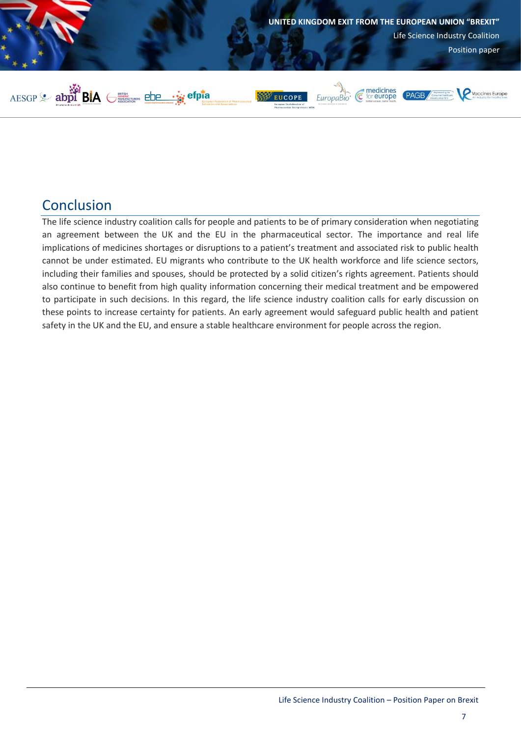## Conclusion

The life science industry coalition calls for people and patients to be of primary consideration when negotiating an agreement between the UK and the EU in the pharmaceutical sector. The importance and real life implications of medicines shortages or disruptions to a patient's treatment and associated risk to public health cannot be under estimated. EU migrants who contribute to the UK health workforce and life science sectors, including their families and spouses, should be protected by a solid citizen's rights agreement. Patients should also continue to benefit from high quality information concerning their medical treatment and be empowered to participate in such decisions. In this regard, the life science industry coalition calls for early discussion on these points to increase certainty for patients. An early agreement would safeguard public health and patient safety in the UK and the EU, and ensure a stable healthcare environment for people across the region.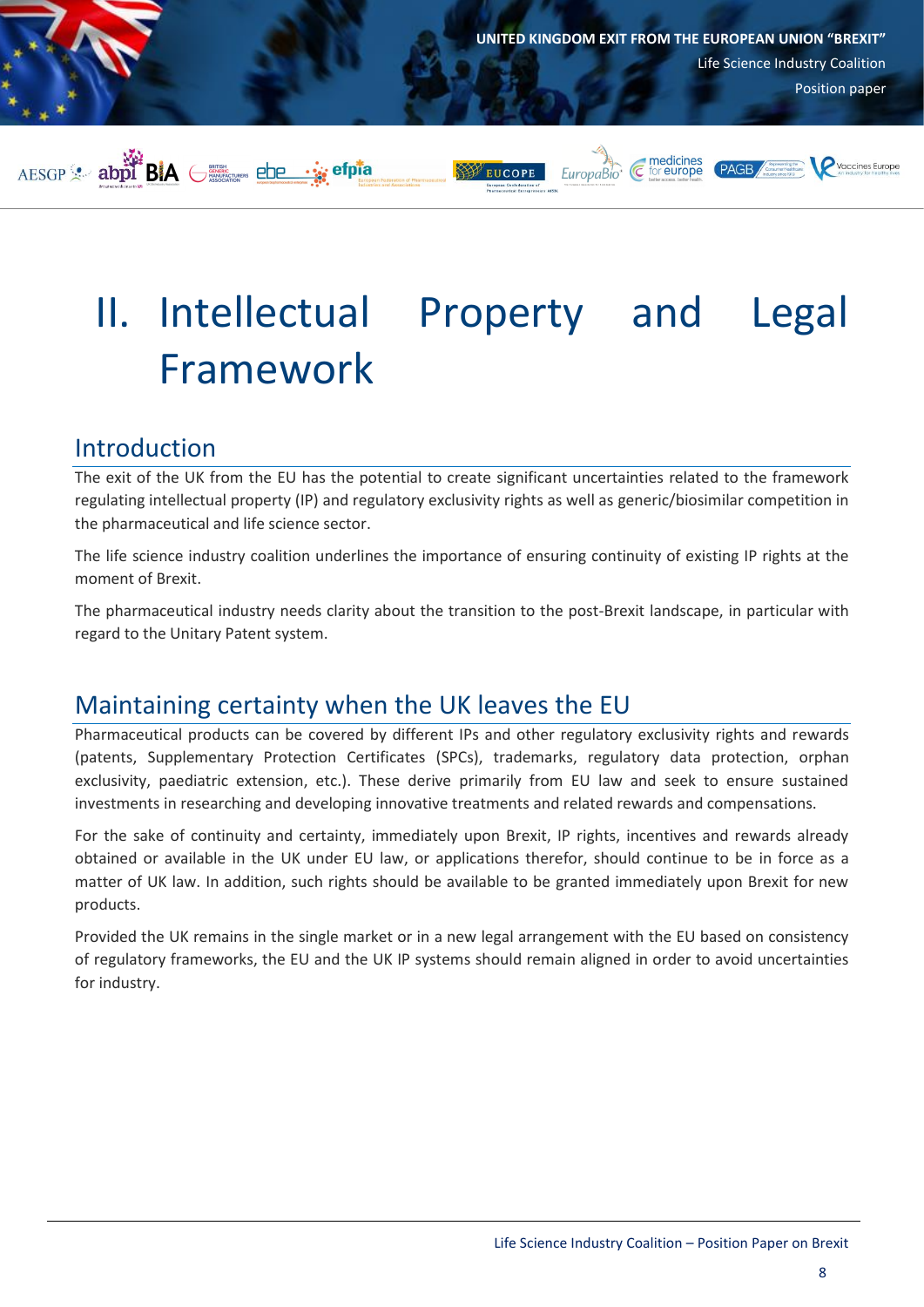# II. Intellectual Property and Legal Framework

## Introduction

The exit of the UK from the EU has the potential to create significant uncertainties related to the framework regulating intellectual property (IP) and regulatory exclusivity rights as well as generic/biosimilar competition in the pharmaceutical and life science sector.

The life science industry coalition underlines the importance of ensuring continuity of existing IP rights at the moment of Brexit.

The pharmaceutical industry needs clarity about the transition to the post-Brexit landscape, in particular with regard to the Unitary Patent system.

## Maintaining certainty when the UK leaves the EU

Pharmaceutical products can be covered by different IPs and other regulatory exclusivity rights and rewards (patents, Supplementary Protection Certificates (SPCs), trademarks, regulatory data protection, orphan exclusivity, paediatric extension, etc.). These derive primarily from EU law and seek to ensure sustained investments in researching and developing innovative treatments and related rewards and compensations.

For the sake of continuity and certainty, immediately upon Brexit, IP rights, incentives and rewards already obtained or available in the UK under EU law, or applications therefor, should continue to be in force as a matter of UK law. In addition, such rights should be available to be granted immediately upon Brexit for new products.

Provided the UK remains in the single market or in a new legal arrangement with the EU based on consistency of regulatory frameworks, the EU and the UK IP systems should remain aligned in order to avoid uncertainties for industry.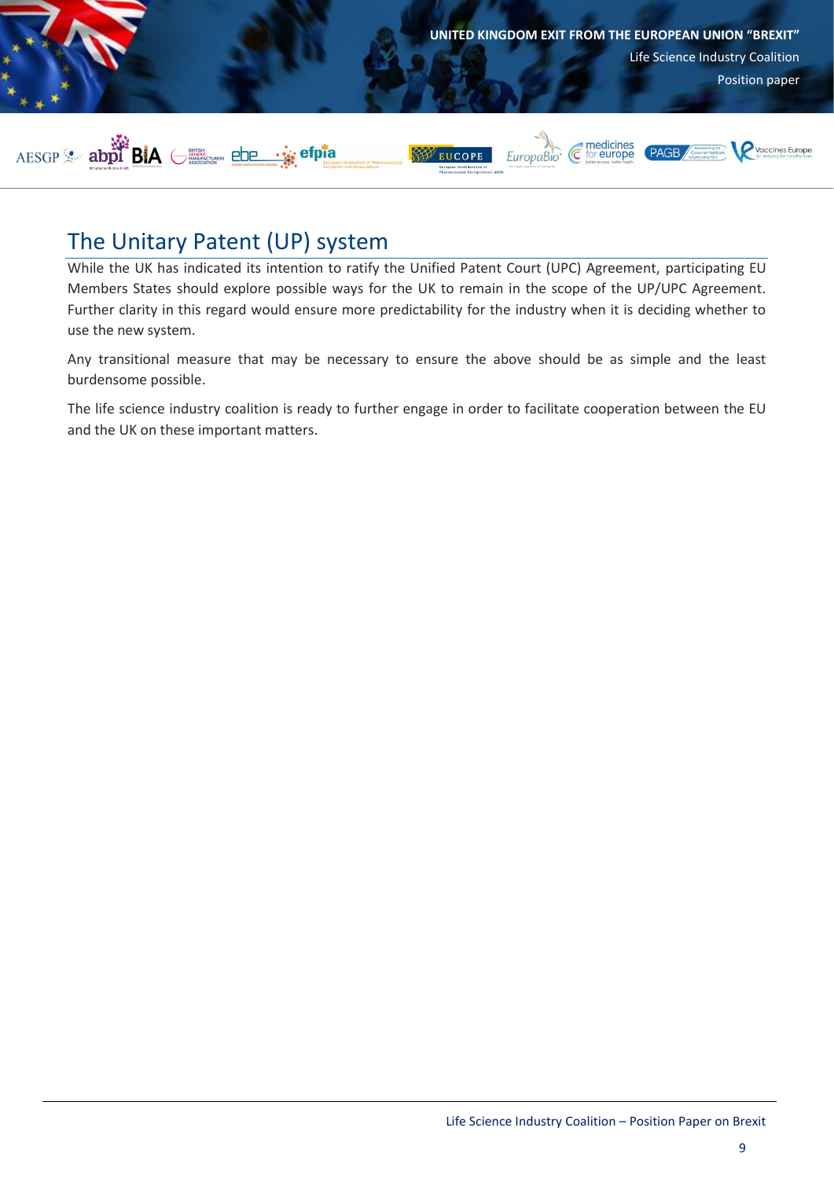## The Unitary Patent (UP) system

While the UK has indicated its intention to ratify the Unified Patent Court (UPC) Agreement, participating EU Members States should explore possible ways for the UK to remain in the scope of the UP/UPC Agreement. Further clarity in this regard would ensure more predictability for the industry when it is deciding whether to use the new system.

Any transitional measure that may be necessary to ensure the above should be as simple and the least burdensome possible.

The life science industry coalition is ready to further engage in order to facilitate cooperation between the EU and the UK on these important matters.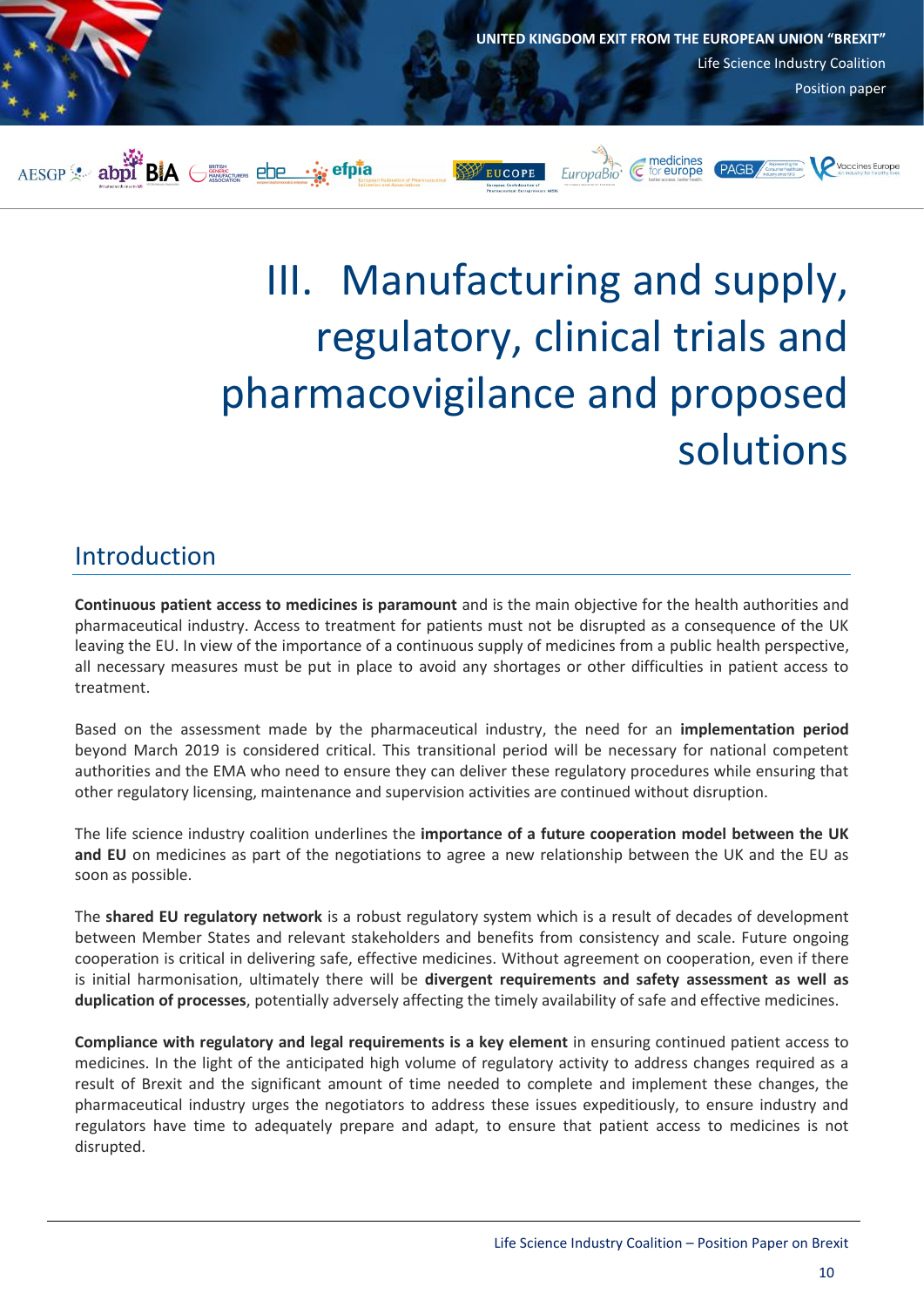# III. Manufacturing and supply, regulatory, clinical trials and pharmacovigilance and proposed solutions

## Introduction

**Continuous patient access to medicines is paramount** and is the main objective for the health authorities and pharmaceutical industry. Access to treatment for patients must not be disrupted as a consequence of the UK leaving the EU. In view of the importance of a continuous supply of medicines from a public health perspective, all necessary measures must be put in place to avoid any shortages or other difficulties in patient access to treatment.

Based on the assessment made by the pharmaceutical industry, the need for an **implementation period** beyond March 2019 is considered critical. This transitional period will be necessary for national competent authorities and the EMA who need to ensure they can deliver these regulatory procedures while ensuring that other regulatory licensing, maintenance and supervision activities are continued without disruption.

The life science industry coalition underlines the **importance of a future cooperation model between the UK and EU** on medicines as part of the negotiations to agree a new relationship between the UK and the EU as soon as possible.

The **shared EU regulatory network** is a robust regulatory system which is a result of decades of development between Member States and relevant stakeholders and benefits from consistency and scale. Future ongoing cooperation is critical in delivering safe, effective medicines. Without agreement on cooperation, even if there is initial harmonisation, ultimately there will be **divergent requirements and safety assessment as well as duplication of processes**, potentially adversely affecting the timely availability of safe and effective medicines.

**Compliance with regulatory and legal requirements is a key element** in ensuring continued patient access to medicines. In the light of the anticipated high volume of regulatory activity to address changes required as a result of Brexit and the significant amount of time needed to complete and implement these changes, the pharmaceutical industry urges the negotiators to address these issues expeditiously, to ensure industry and regulators have time to adequately prepare and adapt, to ensure that patient access to medicines is not disrupted.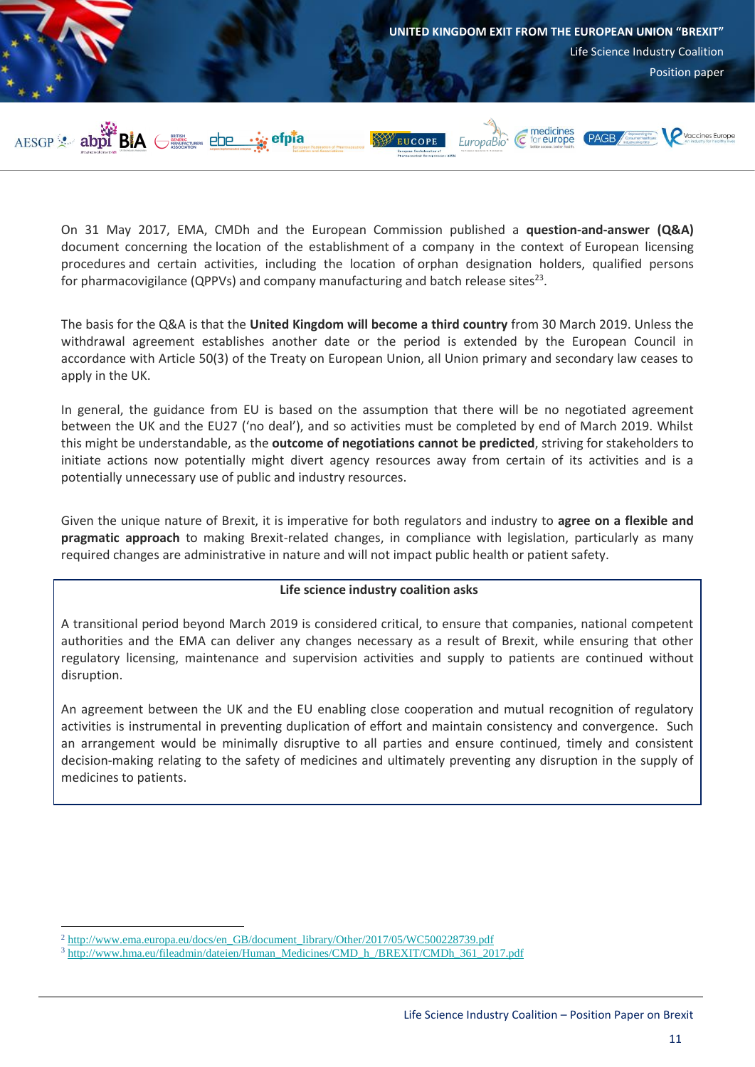On 31 May 2017, EMA, CMDh and the European Commission published a **question-and-answer (Q&A)** document concerning the location of the establishment of a company in the context of European licensing procedures and certain activities, including the location of orphan designation holders, qualified persons for pharmacovigilance (QPPVs) and company manufacturing and batch release sites[2,3].

The basis for the Q&A is that the **United Kingdom will become a third country** from 30 March 2019. Unless the withdrawal agreement establishes another date or the period is extended by the European Council in accordance with Article 50(3) of the Treaty on European Union, all Union primary and secondary law ceases to apply in the UK.

In general, the guidance from EU is based on the assumption that there will be no negotiated agreement between the UK and the EU27 ('no deal'), and so activities must be completed by end of March 2019. Whilst this might be understandable, as the **outcome of negotiations cannot be predicted**, striving for stakeholders to initiate actions now potentially might divert agency resources away from certain of its activities and is a potentially unnecessary use of public and industry resources.

Given the unique nature of Brexit, it is imperative for both regulators and industry to **agree on a flexible and pragmatic approach** to making Brexit-related changes, in compliance with legislation, particularly as many required changes are administrative in nature and will not impact public health or patient safety.

**Life science industry coalition asks**

A transitional period beyond March 2019 is considered critical, to ensure that companies, national competent authorities and the EMA can deliver any changes necessary as a result of Brexit, while ensuring that other regulatory licensing, maintenance and supervision activities and supply to patients are continued without disruption.

An agreement between the UK and the EU enabling close cooperation and mutual recognition of regulatory activities is instrumental in preventing duplication of effort and maintain consistency and convergence. Such an arrangement would be minimally disruptive to all parties and ensure continued, timely and consistent decision-making relating to the safety of medicines and ultimately preventing any disruption in the supply of medicines to patients.

---

[2] http://www.ema.europa.eu/docs/en_GB/document_library/Other/2017/05/WC500228739.pdf

[3] http://www.hma.eu/fileadmin/dateien/Human_Medicines/CMD_h_/BREXIT/CMDh_361_2017.pdf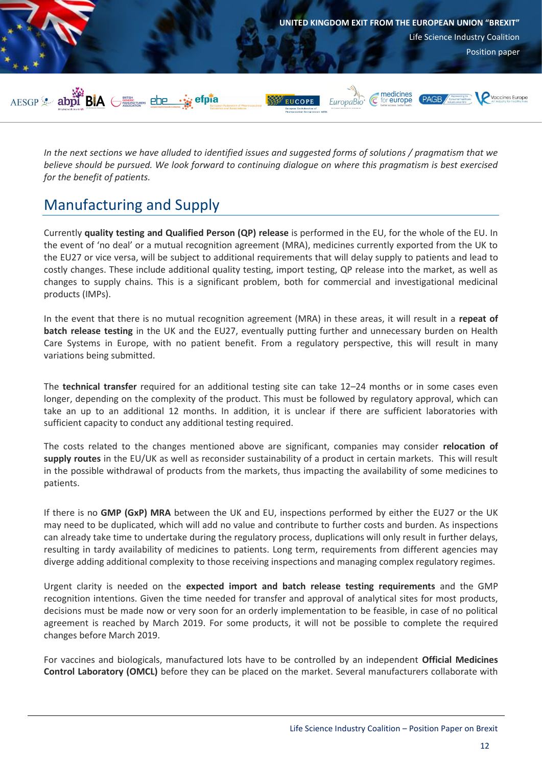*In the next sections we have alluded to identified issues and suggested forms of solutions / pragmatism that we believe should be pursued. We look forward to continuing dialogue on where this pragmatism is best exercised for the benefit of patients.*

## Manufacturing and Supply

Currently **quality testing and Qualified Person (QP) release** is performed in the EU, for the whole of the EU. In the event of 'no deal' or a mutual recognition agreement (MRA), medicines currently exported from the UK to the EU27 or vice versa, will be subject to additional requirements that will delay supply to patients and lead to costly changes. These include additional quality testing, import testing, QP release into the market, as well as changes to supply chains. This is a significant problem, both for commercial and investigational medicinal products (IMPs).

In the event that there is no mutual recognition agreement (MRA) in these areas, it will result in a **repeat of batch release testing** in the UK and the EU27, eventually putting further and unnecessary burden on Health Care Systems in Europe, with no patient benefit. From a regulatory perspective, this will result in many variations being submitted.

The **technical transfer** required for an additional testing site can take 12–24 months or in some cases even longer, depending on the complexity of the product. This must be followed by regulatory approval, which can take an up to an additional 12 months. In addition, it is unclear if there are sufficient laboratories with sufficient capacity to conduct any additional testing required.

The costs related to the changes mentioned above are significant, companies may consider **relocation of supply routes** in the EU/UK as well as reconsider sustainability of a product in certain markets. This will result in the possible withdrawal of products from the markets, thus impacting the availability of some medicines to patients.

If there is no **GMP (GxP) MRA** between the UK and EU, inspections performed by either the EU27 or the UK may need to be duplicated, which will add no value and contribute to further costs and burden. As inspections can already take time to undertake during the regulatory process, duplications will only result in further delays, resulting in tardy availability of medicines to patients. Long term, requirements from different agencies may diverge adding additional complexity to those receiving inspections and managing complex regulatory regimes.

Urgent clarity is needed on the **expected import and batch release testing requirements** and the GMP recognition intentions. Given the time needed for transfer and approval of analytical sites for most products, decisions must be made now or very soon for an orderly implementation to be feasible, in case of no political agreement is reached by March 2019. For some products, it will not be possible to complete the required changes before March 2019.

For vaccines and biologicals, manufactured lots have to be controlled by an independent **Official Medicines Control Laboratory (OMCL)** before they can be placed on the market. Several manufacturers collaborate with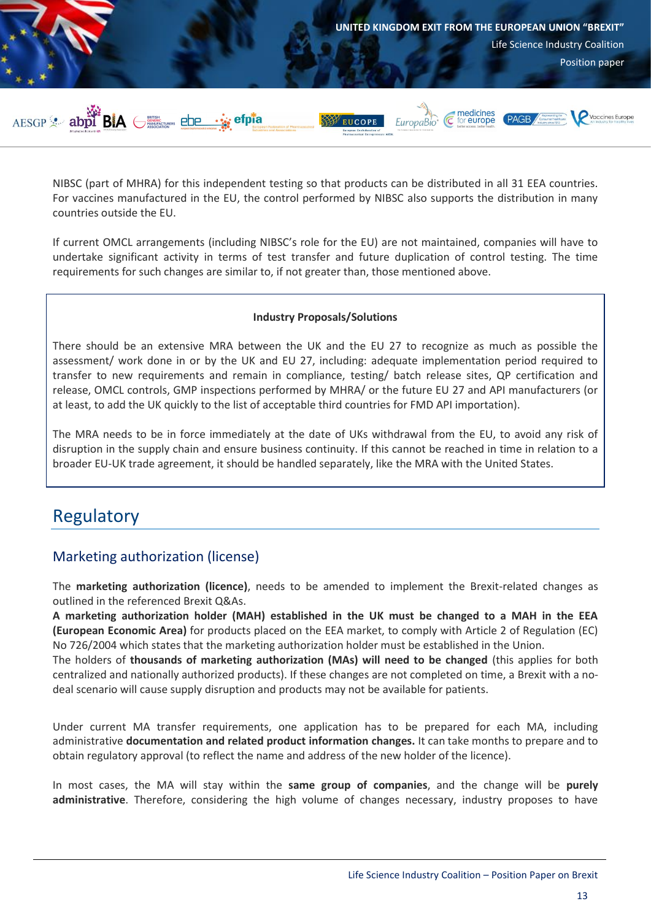NIBSC (part of MHRA) for this independent testing so that products can be distributed in all 31 EEA countries. For vaccines manufactured in the EU, the control performed by NIBSC also supports the distribution in many countries outside the EU.

If current OMCL arrangements (including NIBSC's role for the EU) are not maintained, companies will have to undertake significant activity in terms of test transfer and future duplication of control testing. The time requirements for such changes are similar to, if not greater than, those mentioned above.

**Industry Proposals/Solutions**

There should be an extensive MRA between the UK and the EU 27 to recognize as much as possible the assessment/ work done in or by the UK and EU 27, including: adequate implementation period required to transfer to new requirements and remain in compliance, testing/ batch release sites, QP certification and release, OMCL controls, GMP inspections performed by MHRA/ or the future EU 27 and API manufacturers (or at least, to add the UK quickly to the list of acceptable third countries for FMD API importation).

The MRA needs to be in force immediately at the date of UKs withdrawal from the EU, to avoid any risk of disruption in the supply chain and ensure business continuity. If this cannot be reached in time in relation to a broader EU-UK trade agreement, it should be handled separately, like the MRA with the United States.

# Regulatory

## Marketing authorization (license)

The **marketing authorization (licence)**, needs to be amended to implement the Brexit-related changes as outlined in the referenced Brexit Q&As.
**A marketing authorization holder (MAH) established in the UK must be changed to a MAH in the EEA (European Economic Area)** for products placed on the EEA market, to comply with Article 2 of Regulation (EC) No 726/2004 which states that the marketing authorization holder must be established in the Union.
The holders of **thousands of marketing authorization (MAs) will need to be changed** (this applies for both centralized and nationally authorized products). If these changes are not completed on time, a Brexit with a no-deal scenario will cause supply disruption and products may not be available for patients.

Under current MA transfer requirements, one application has to be prepared for each MA, including administrative **documentation and related product information changes.** It can take months to prepare and to obtain regulatory approval (to reflect the name and address of the new holder of the licence).

In most cases, the MA will stay within the **same group of companies**, and the change will be **purely administrative**. Therefore, considering the high volume of changes necessary, industry proposes to have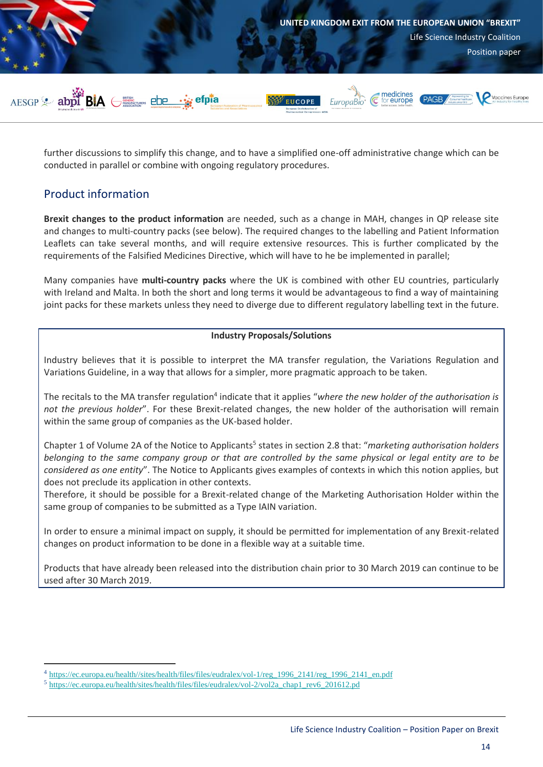further discussions to simplify this change, and to have a simplified one-off administrative change which can be conducted in parallel or combine with ongoing regulatory procedures.

## Product information

**Brexit changes to the product information** are needed, such as a change in MAH, changes in QP release site and changes to multi-country packs (see below). The required changes to the labelling and Patient Information Leaflets can take several months, and will require extensive resources. This is further complicated by the requirements of the Falsified Medicines Directive, which will have to he be implemented in parallel;

Many companies have **multi-country packs** where the UK is combined with other EU countries, particularly with Ireland and Malta. In both the short and long terms it would be advantageous to find a way of maintaining joint packs for these markets unless they need to diverge due to different regulatory labelling text in the future.

**Industry Proposals/Solutions**

Industry believes that it is possible to interpret the MA transfer regulation, the Variations Regulation and Variations Guideline, in a way that allows for a simpler, more pragmatic approach to be taken.

The recitals to the MA transfer regulation[4] indicate that it applies "*where the new holder of the authorisation is not the previous holder*". For these Brexit-related changes, the new holder of the authorisation will remain within the same group of companies as the UK-based holder.

Chapter 1 of Volume 2A of the Notice to Applicants[5] states in section 2.8 that: "*marketing authorisation holders belonging to the same company group or that are controlled by the same physical or legal entity are to be considered as one entity*". The Notice to Applicants gives examples of contexts in which this notion applies, but does not preclude its application in other contexts.
Therefore, it should be possible for a Brexit-related change of the Marketing Authorisation Holder within the same group of companies to be submitted as a Type IAIN variation.

In order to ensure a minimal impact on supply, it should be permitted for implementation of any Brexit-related changes on product information to be done in a flexible way at a suitable time.

Products that have already been released into the distribution chain prior to 30 March 2019 can continue to be used after 30 March 2019.

---

[4] https://ec.europa.eu/health//sites/health/files/files/eudralex/vol-1/reg_1996_2141/reg_1996_2141_en.pdf
[5] https://ec.europa.eu/health/sites/health/files/files/eudralex/vol-2/vol2a_chap1_rev6_201612.pd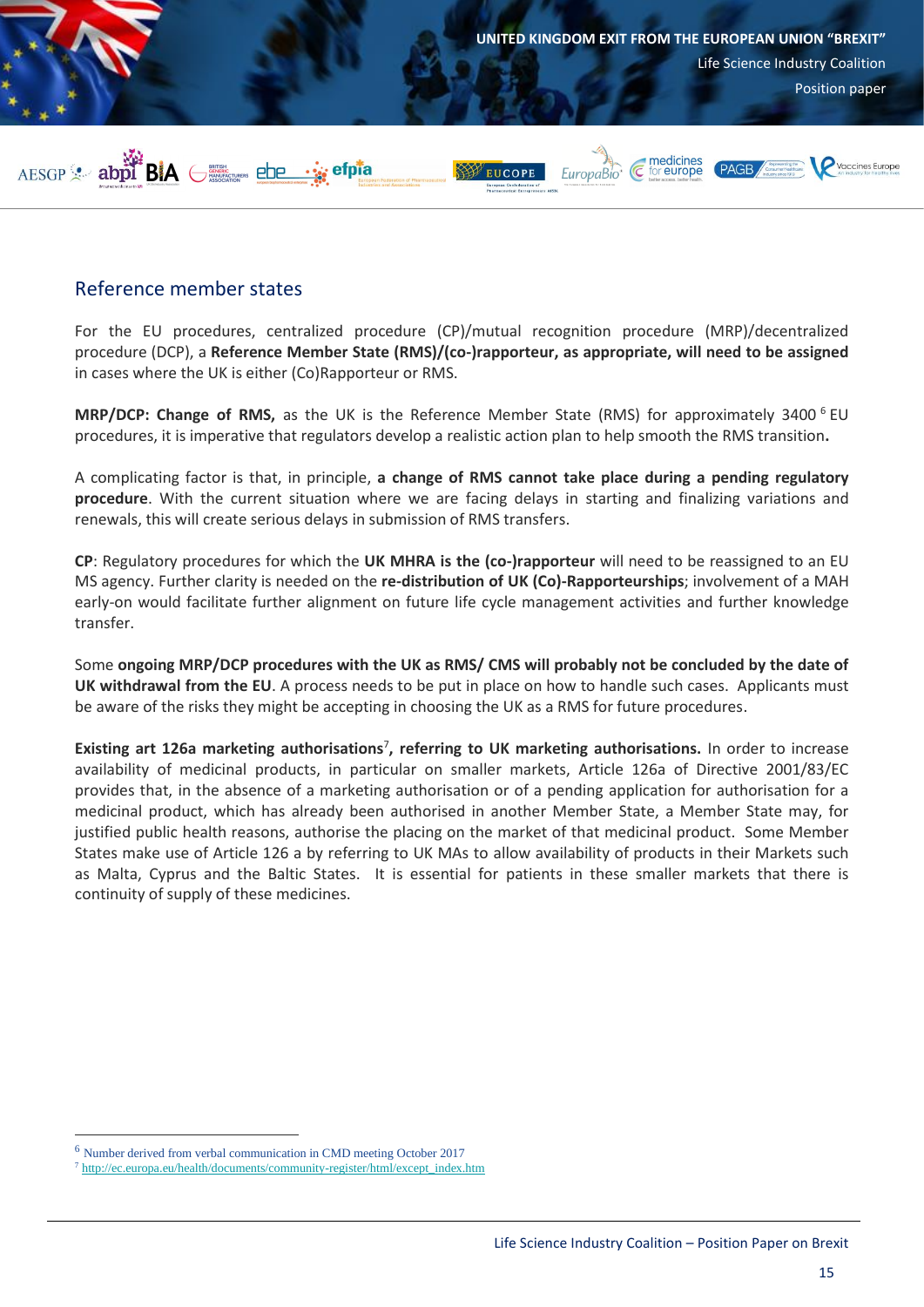## Reference member states

For the EU procedures, centralized procedure (CP)/mutual recognition procedure (MRP)/decentralized procedure (DCP), a **Reference Member State (RMS)/(co-)rapporteur, as appropriate, will need to be assigned** in cases where the UK is either (Co)Rapporteur or RMS.

**MRP/DCP: Change of RMS,** as the UK is the Reference Member State (RMS) for approximately 3400 [6] EU procedures, it is imperative that regulators develop a realistic action plan to help smooth the RMS transition**.**

A complicating factor is that, in principle, **a change of RMS cannot take place during a pending regulatory procedure**. With the current situation where we are facing delays in starting and finalizing variations and renewals, this will create serious delays in submission of RMS transfers.

**CP**: Regulatory procedures for which the **UK MHRA is the (co-)rapporteur** will need to be reassigned to an EU MS agency. Further clarity is needed on the **re-distribution of UK (Co)-Rapporteurships**; involvement of a MAH early-on would facilitate further alignment on future life cycle management activities and further knowledge transfer.

Some **ongoing MRP/DCP procedures with the UK as RMS/ CMS will probably not be concluded by the date of UK withdrawal from the EU**. A process needs to be put in place on how to handle such cases. Applicants must be aware of the risks they might be accepting in choosing the UK as a RMS for future procedures.

**Existing art 126a marketing authorisations**[7]**, referring to UK marketing authorisations.** In order to increase availability of medicinal products, in particular on smaller markets, Article 126a of Directive 2001/83/EC provides that, in the absence of a marketing authorisation or of a pending application for authorisation for a medicinal product, which has already been authorised in another Member State, a Member State may, for justified public health reasons, authorise the placing on the market of that medicinal product. Some Member States make use of Article 126 a by referring to UK MAs to allow availability of products in their Markets such as Malta, Cyprus and the Baltic States. It is essential for patients in these smaller markets that there is continuity of supply of these medicines.

---

[6] Number derived from verbal communication in CMD meeting October 2017

[7] http://ec.europa.eu/health/documents/community-register/html/except_index.htm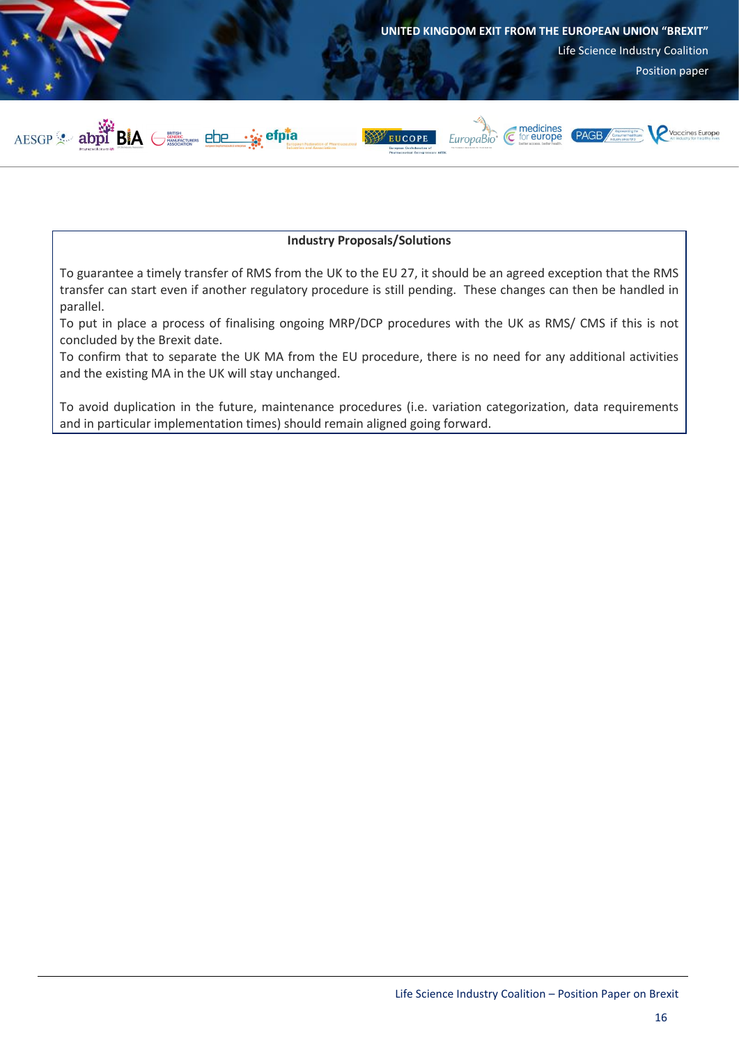**Industry Proposals/Solutions**

To guarantee a timely transfer of RMS from the UK to the EU 27, it should be an agreed exception that the RMS transfer can start even if another regulatory procedure is still pending. These changes can then be handled in parallel.

To put in place a process of finalising ongoing MRP/DCP procedures with the UK as RMS/ CMS if this is not concluded by the Brexit date.

To confirm that to separate the UK MA from the EU procedure, there is no need for any additional activities and the existing MA in the UK will stay unchanged.

To avoid duplication in the future, maintenance procedures (i.e. variation categorization, data requirements and in particular implementation times) should remain aligned going forward.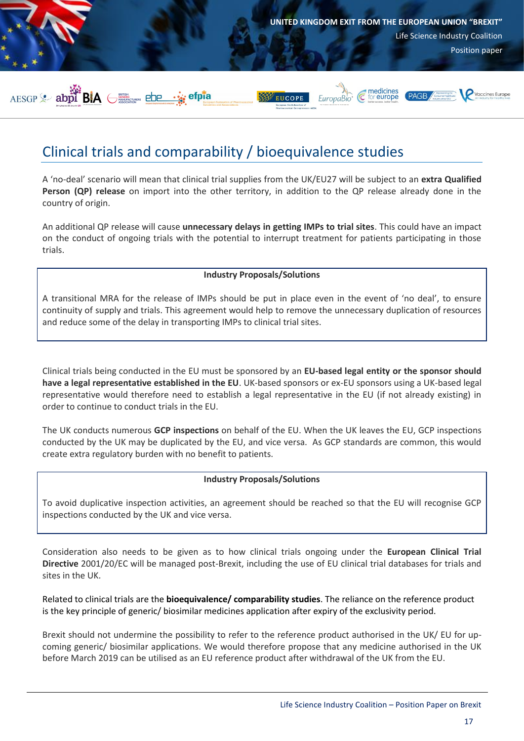## Clinical trials and comparability / bioequivalence studies

A 'no-deal' scenario will mean that clinical trial supplies from the UK/EU27 will be subject to an **extra Qualified Person (QP) release** on import into the other territory, in addition to the QP release already done in the country of origin.

An additional QP release will cause **unnecessary delays in getting IMPs to trial sites**. This could have an impact on the conduct of ongoing trials with the potential to interrupt treatment for patients participating in those trials.

> **Industry Proposals/Solutions**
>
> A transitional MRA for the release of IMPs should be put in place even in the event of 'no deal', to ensure continuity of supply and trials. This agreement would help to remove the unnecessary duplication of resources and reduce some of the delay in transporting IMPs to clinical trial sites.

Clinical trials being conducted in the EU must be sponsored by an **EU-based legal entity or the sponsor should have a legal representative established in the EU**. UK-based sponsors or ex-EU sponsors using a UK-based legal representative would therefore need to establish a legal representative in the EU (if not already existing) in order to continue to conduct trials in the EU.

The UK conducts numerous **GCP inspections** on behalf of the EU. When the UK leaves the EU, GCP inspections conducted by the UK may be duplicated by the EU, and vice versa. As GCP standards are common, this would create extra regulatory burden with no benefit to patients.

> **Industry Proposals/Solutions**
>
> To avoid duplicative inspection activities, an agreement should be reached so that the EU will recognise GCP inspections conducted by the UK and vice versa.

Consideration also needs to be given as to how clinical trials ongoing under the **European Clinical Trial Directive** 2001/20/EC will be managed post-Brexit, including the use of EU clinical trial databases for trials and sites in the UK.

Related to clinical trials are the **bioequivalence/ comparability studies**. The reliance on the reference product is the key principle of generic/ biosimilar medicines application after expiry of the exclusivity period.

Brexit should not undermine the possibility to refer to the reference product authorised in the UK/ EU for up-coming generic/ biosimilar applications. We would therefore propose that any medicine authorised in the UK before March 2019 can be utilised as an EU reference product after withdrawal of the UK from the EU.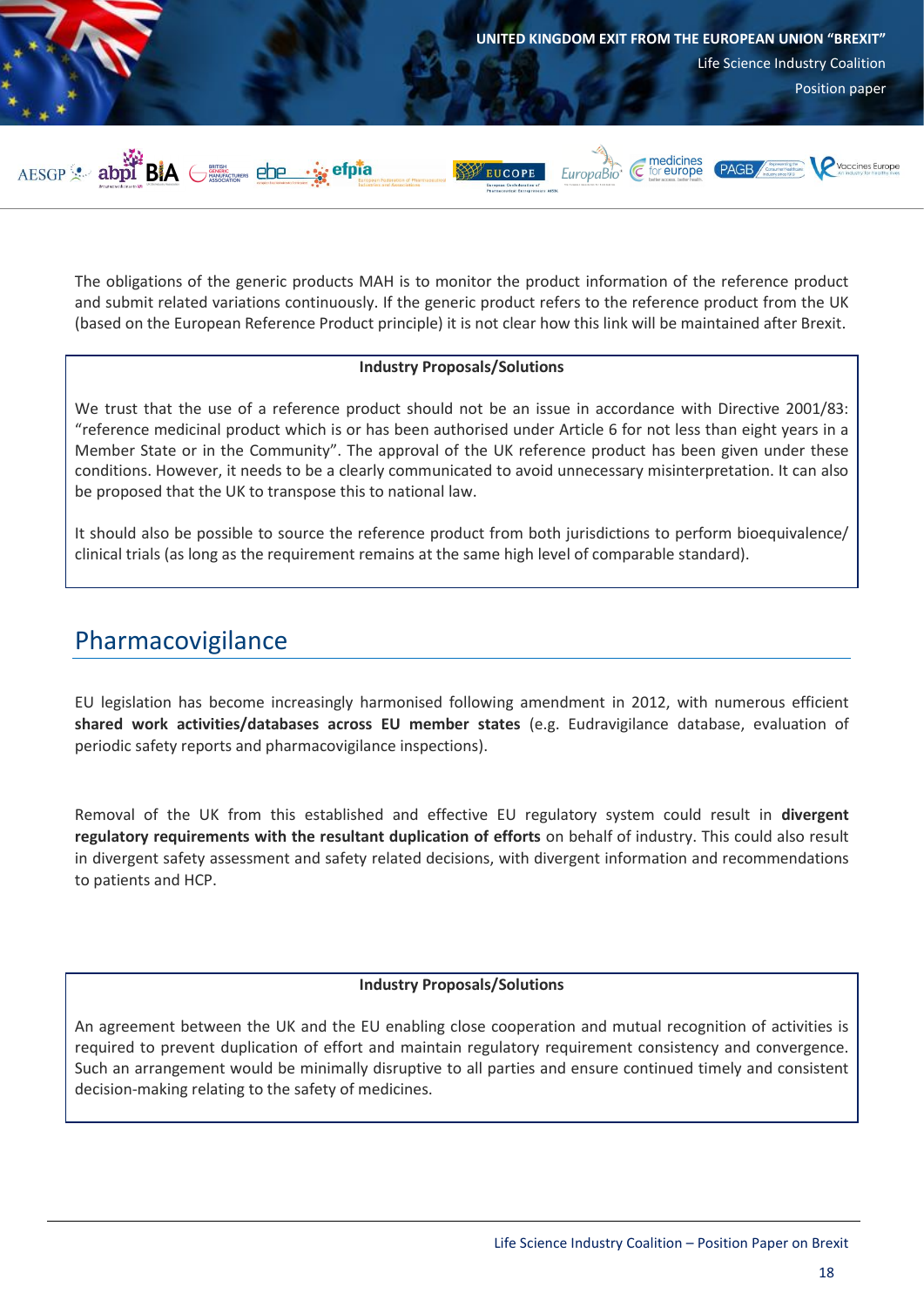The obligations of the generic products MAH is to monitor the product information of the reference product and submit related variations continuously. If the generic product refers to the reference product from the UK (based on the European Reference Product principle) it is not clear how this link will be maintained after Brexit.

**Industry Proposals/Solutions**

We trust that the use of a reference product should not be an issue in accordance with Directive 2001/83: “reference medicinal product which is or has been authorised under Article 6 for not less than eight years in a Member State or in the Community”. The approval of the UK reference product has been given under these conditions. However, it needs to be a clearly communicated to avoid unnecessary misinterpretation. It can also be proposed that the UK to transpose this to national law.

It should also be possible to source the reference product from both jurisdictions to perform bioequivalence/ clinical trials (as long as the requirement remains at the same high level of comparable standard).

## Pharmacovigilance

EU legislation has become increasingly harmonised following amendment in 2012, with numerous efficient **shared work activities/databases across EU member states** (e.g. Eudravigilance database, evaluation of periodic safety reports and pharmacovigilance inspections).

Removal of the UK from this established and effective EU regulatory system could result in **divergent regulatory requirements with the resultant duplication of efforts** on behalf of industry. This could also result in divergent safety assessment and safety related decisions, with divergent information and recommendations to patients and HCP.

**Industry Proposals/Solutions**

An agreement between the UK and the EU enabling close cooperation and mutual recognition of activities is required to prevent duplication of effort and maintain regulatory requirement consistency and convergence. Such an arrangement would be minimally disruptive to all parties and ensure continued timely and consistent decision-making relating to the safety of medicines.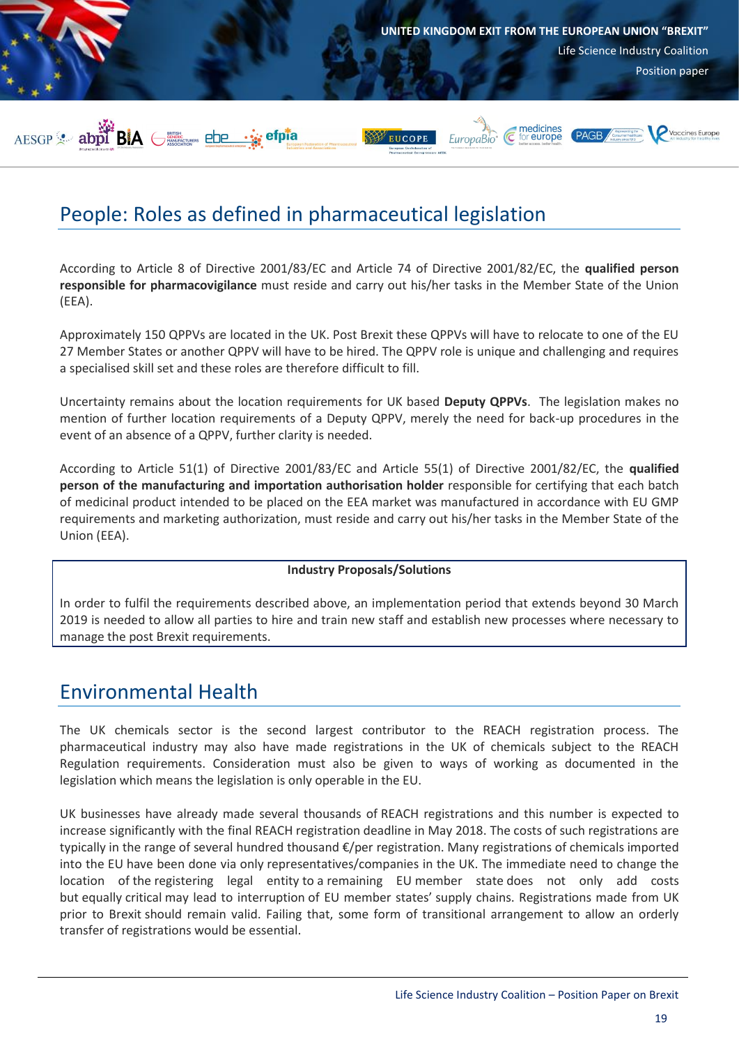## People: Roles as defined in pharmaceutical legislation

According to Article 8 of Directive 2001/83/EC and Article 74 of Directive 2001/82/EC, the **qualified person responsible for pharmacovigilance** must reside and carry out his/her tasks in the Member State of the Union (EEA).

Approximately 150 QPPVs are located in the UK. Post Brexit these QPPVs will have to relocate to one of the EU 27 Member States or another QPPV will have to be hired. The QPPV role is unique and challenging and requires a specialised skill set and these roles are therefore difficult to fill.

Uncertainty remains about the location requirements for UK based **Deputy QPPVs**. The legislation makes no mention of further location requirements of a Deputy QPPV, merely the need for back-up procedures in the event of an absence of a QPPV, further clarity is needed.

According to Article 51(1) of Directive 2001/83/EC and Article 55(1) of Directive 2001/82/EC, the **qualified person of the manufacturing and importation authorisation holder** responsible for certifying that each batch of medicinal product intended to be placed on the EEA market was manufactured in accordance with EU GMP requirements and marketing authorization, must reside and carry out his/her tasks in the Member State of the Union (EEA).

**Industry Proposals/Solutions**

In order to fulfil the requirements described above, an implementation period that extends beyond 30 March 2019 is needed to allow all parties to hire and train new staff and establish new processes where necessary to manage the post Brexit requirements.

## Environmental Health

The UK chemicals sector is the second largest contributor to the REACH registration process. The pharmaceutical industry may also have made registrations in the UK of chemicals subject to the REACH Regulation requirements. Consideration must also be given to ways of working as documented in the legislation which means the legislation is only operable in the EU.

UK businesses have already made several thousands of REACH registrations and this number is expected to increase significantly with the final REACH registration deadline in May 2018. The costs of such registrations are typically in the range of several hundred thousand €/per registration. Many registrations of chemicals imported into the UK have been done via only representatives/companies in the UK. The immediate need to change the location of the registering legal entity to a remaining EU member state does not only add costs but equally critical may lead to interruption of EU member states' supply chains. Registrations made from UK prior to Brexit should remain valid. Failing that, some form of transitional arrangement to allow an orderly transfer of registrations would be essential.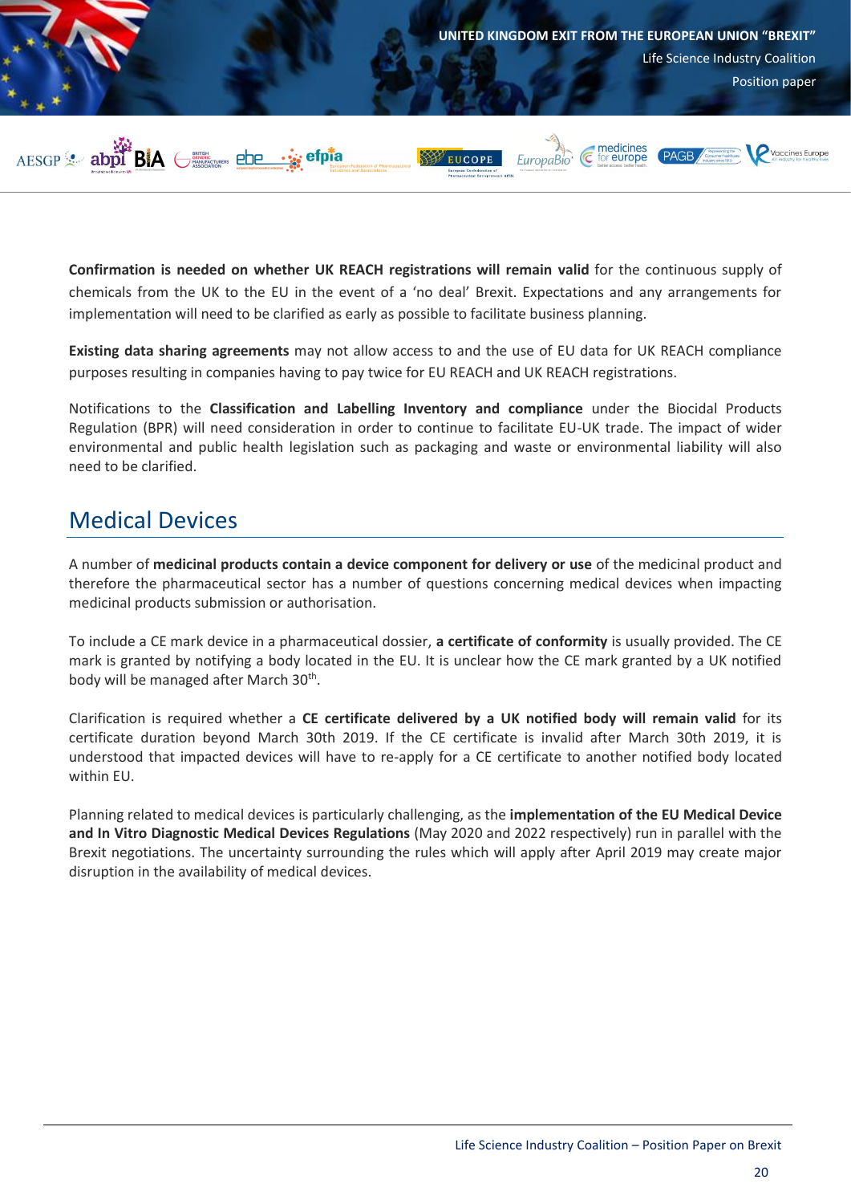**Confirmation is needed on whether UK REACH registrations will remain valid** for the continuous supply of chemicals from the UK to the EU in the event of a 'no deal' Brexit. Expectations and any arrangements for implementation will need to be clarified as early as possible to facilitate business planning.

**Existing data sharing agreements** may not allow access to and the use of EU data for UK REACH compliance purposes resulting in companies having to pay twice for EU REACH and UK REACH registrations.

Notifications to the **Classification and Labelling Inventory and compliance** under the Biocidal Products Regulation (BPR) will need consideration in order to continue to facilitate EU-UK trade. The impact of wider environmental and public health legislation such as packaging and waste or environmental liability will also need to be clarified.

## Medical Devices

A number of **medicinal products contain a device component for delivery or use** of the medicinal product and therefore the pharmaceutical sector has a number of questions concerning medical devices when impacting medicinal products submission or authorisation.

To include a CE mark device in a pharmaceutical dossier, **a certificate of conformity** is usually provided. The CE mark is granted by notifying a body located in the EU. It is unclear how the CE mark granted by a UK notified body will be managed after March 30th.

Clarification is required whether a **CE certificate delivered by a UK notified body will remain valid** for its certificate duration beyond March 30th 2019. If the CE certificate is invalid after March 30th 2019, it is understood that impacted devices will have to re-apply for a CE certificate to another notified body located within EU.

Planning related to medical devices is particularly challenging, as the **implementation of the EU Medical Device and In Vitro Diagnostic Medical Devices Regulations** (May 2020 and 2022 respectively) run in parallel with the Brexit negotiations. The uncertainty surrounding the rules which will apply after April 2019 may create major disruption in the availability of medical devices.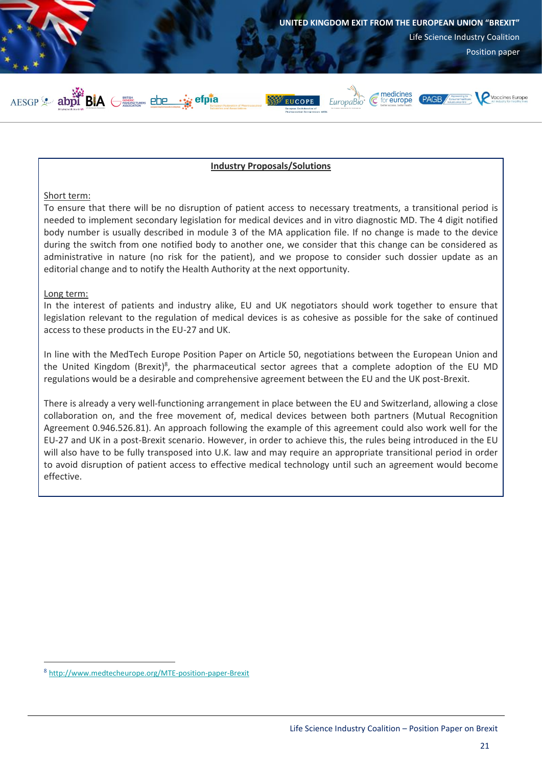**Industry Proposals/Solutions**

Short term:
To ensure that there will be no disruption of patient access to necessary treatments, a transitional period is needed to implement secondary legislation for medical devices and in vitro diagnostic MD. The 4 digit notified body number is usually described in module 3 of the MA application file. If no change is made to the device during the switch from one notified body to another one, we consider that this change can be considered as administrative in nature (no risk for the patient), and we propose to consider such dossier update as an editorial change and to notify the Health Authority at the next opportunity.

Long term:
In the interest of patients and industry alike, EU and UK negotiators should work together to ensure that legislation relevant to the regulation of medical devices is as cohesive as possible for the sake of continued access to these products in the EU-27 and UK.

In line with the MedTech Europe Position Paper on Article 50, negotiations between the European Union and the United Kingdom (Brexit)[8], the pharmaceutical sector agrees that a complete adoption of the EU MD regulations would be a desirable and comprehensive agreement between the EU and the UK post-Brexit.

There is already a very well-functioning arrangement in place between the EU and Switzerland, allowing a close collaboration on, and the free movement of, medical devices between both partners (Mutual Recognition Agreement 0.946.526.81). An approach following the example of this agreement could also work well for the EU-27 and UK in a post-Brexit scenario. However, in order to achieve this, the rules being introduced in the EU will also have to be fully transposed into U.K. law and may require an appropriate transitional period in order to avoid disruption of patient access to effective medical technology until such an agreement would become effective.

---

[8] http://www.medtecheurope.org/MTE-position-paper-Brexit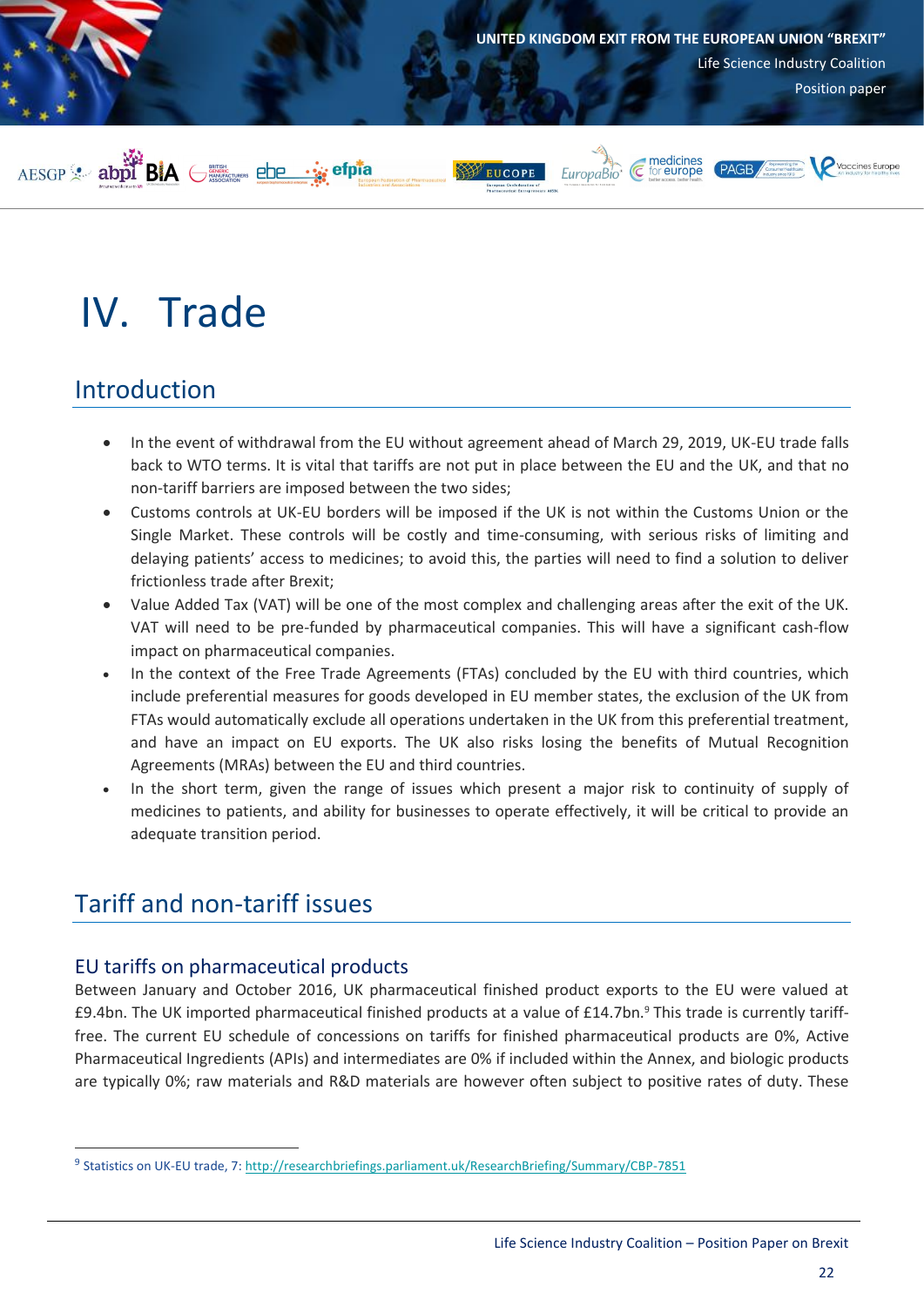# IV. Trade

## Introduction

- In the event of withdrawal from the EU without agreement ahead of March 29, 2019, UK-EU trade falls back to WTO terms. It is vital that tariffs are not put in place between the EU and the UK, and that no non-tariff barriers are imposed between the two sides;
- Customs controls at UK-EU borders will be imposed if the UK is not within the Customs Union or the Single Market. These controls will be costly and time-consuming, with serious risks of limiting and delaying patients' access to medicines; to avoid this, the parties will need to find a solution to deliver frictionless trade after Brexit;
- Value Added Tax (VAT) will be one of the most complex and challenging areas after the exit of the UK. VAT will need to be pre-funded by pharmaceutical companies. This will have a significant cash-flow impact on pharmaceutical companies.
- In the context of the Free Trade Agreements (FTAs) concluded by the EU with third countries, which include preferential measures for goods developed in EU member states, the exclusion of the UK from FTAs would automatically exclude all operations undertaken in the UK from this preferential treatment, and have an impact on EU exports. The UK also risks losing the benefits of Mutual Recognition Agreements (MRAs) between the EU and third countries.
- In the short term, given the range of issues which present a major risk to continuity of supply of medicines to patients, and ability for businesses to operate effectively, it will be critical to provide an adequate transition period.

## Tariff and non-tariff issues

### EU tariffs on pharmaceutical products

Between January and October 2016, UK pharmaceutical finished product exports to the EU were valued at £9.4bn. The UK imported pharmaceutical finished products at a value of £14.7bn.[9] This trade is currently tariff-free. The current EU schedule of concessions on tariffs for finished pharmaceutical products are 0%, Active Pharmaceutical Ingredients (APIs) and intermediates are 0% if included within the Annex, and biologic products are typically 0%; raw materials and R&D materials are however often subject to positive rates of duty. These

[9] Statistics on UK-EU trade, 7: http://researchbriefings.parliament.uk/ResearchBriefing/Summary/CBP-7851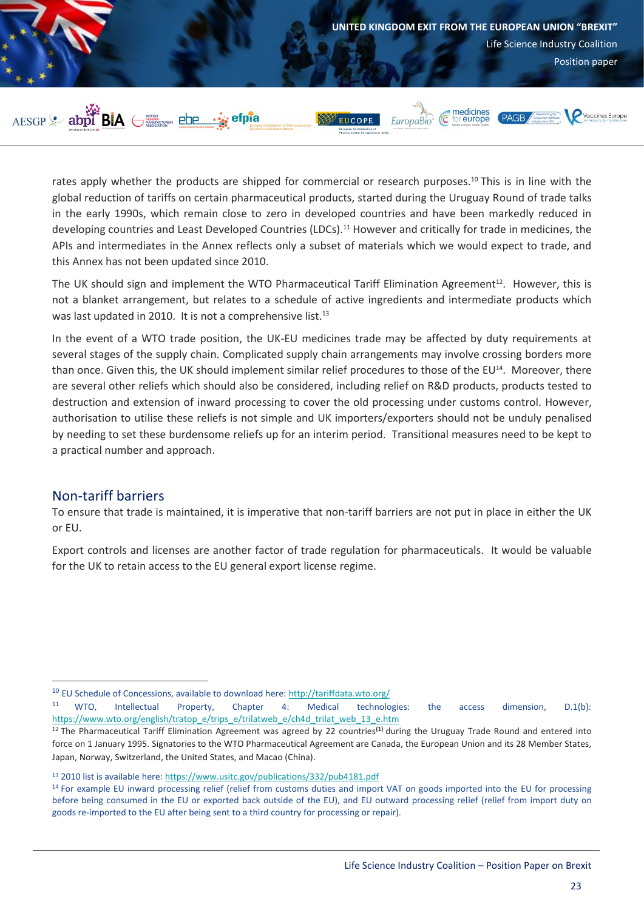rates apply whether the products are shipped for commercial or research purposes.[10] This is in line with the global reduction of tariffs on certain pharmaceutical products, started during the Uruguay Round of trade talks in the early 1990s, which remain close to zero in developed countries and have been markedly reduced in developing countries and Least Developed Countries (LDCs).[11] However and critically for trade in medicines, the APIs and intermediates in the Annex reflects only a subset of materials which we would expect to trade, and this Annex has not been updated since 2010.

The UK should sign and implement the WTO Pharmaceutical Tariff Elimination Agreement[12]. However, this is not a blanket arrangement, but relates to a schedule of active ingredients and intermediate products which was last updated in 2010. It is not a comprehensive list.[13]

In the event of a WTO trade position, the UK-EU medicines trade may be affected by duty requirements at several stages of the supply chain. Complicated supply chain arrangements may involve crossing borders more than once. Given this, the UK should implement similar relief procedures to those of the EU[14]. Moreover, there are several other reliefs which should also be considered, including relief on R&D products, products tested to destruction and extension of inward processing to cover the old processing under customs control. However, authorisation to utilise these reliefs is not simple and UK importers/exporters should not be unduly penalised by needing to set these burdensome reliefs up for an interim period. Transitional measures need to be kept to a practical number and approach.

## Non-tariff barriers

To ensure that trade is maintained, it is imperative that non-tariff barriers are not put in place in either the UK or EU.

Export controls and licenses are another factor of trade regulation for pharmaceuticals. It would be valuable for the UK to retain access to the EU general export license regime.

---

[10] EU Schedule of Concessions, available to download here: http://tariffdata.wto.org/

[11] WTO, Intellectual Property, Chapter 4: Medical technologies: the access dimension, D.1(b): https://www.wto.org/english/tratop_e/trips_e/trilatweb_e/ch4d_trilat_web_13_e.htm

[12] The Pharmaceutical Tariff Elimination Agreement was agreed by 22 countries[(1)] during the Uruguay Trade Round and entered into force on 1 January 1995. Signatories to the WTO Pharmaceutical Agreement are Canada, the European Union and its 28 Member States, Japan, Norway, Switzerland, the United States, and Macao (China).

[13] 2010 list is available here: https://www.usitc.gov/publications/332/pub4181.pdf

[14] For example EU inward processing relief (relief from customs duties and import VAT on goods imported into the EU for processing before being consumed in the EU or exported back outside of the EU), and EU outward processing relief (relief from import duty on goods re-imported to the EU after being sent to a third country for processing or repair).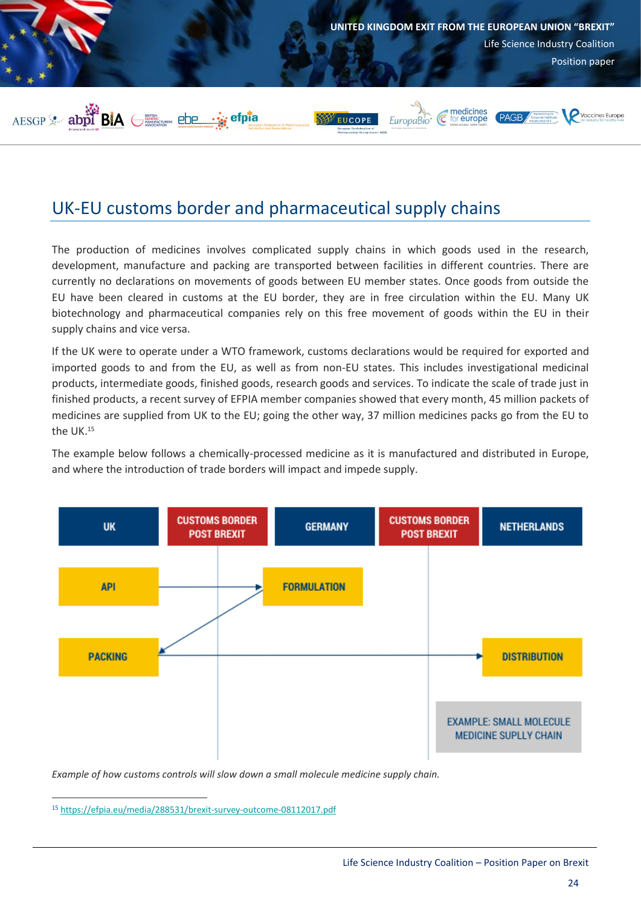## UK-EU customs border and pharmaceutical supply chains

The production of medicines involves complicated supply chains in which goods used in the research, development, manufacture and packing are transported between facilities in different countries. There are currently no declarations on movements of goods between EU member states. Once goods from outside the EU have been cleared in customs at the EU border, they are in free circulation within the EU. Many UK biotechnology and pharmaceutical companies rely on this free movement of goods within the EU in their supply chains and vice versa.

If the UK were to operate under a WTO framework, customs declarations would be required for exported and imported goods to and from the EU, as well as from non-EU states. This includes investigational medicinal products, intermediate goods, finished goods, research goods and services. To indicate the scale of trade just in finished products, a recent survey of EFPIA member companies showed that every month, 45 million packets of medicines are supplied from UK to the EU; going the other way, 37 million medicines packs go from the EU to the UK.[15]

The example below follows a chemically-processed medicine as it is manufactured and distributed in Europe, and where the introduction of trade borders will impact and impede supply.

| UK | CUSTOMS BORDER POST BREXIT | GERMANY | CUSTOMS BORDER POST BREXIT | NETHERLANDS |
|---|---|---|---|---|
| API → | | FORMULATION | | |
| PACKING → | | | | DISTRIBUTION |
| | | | | EXAMPLE: SMALL MOLECULE MEDICINE SUPLLY CHAIN |

*Example of how customs controls will slow down a small molecule medicine supply chain.*

[15] https://efpia.eu/media/288531/brexit-survey-outcome-08112017.pdf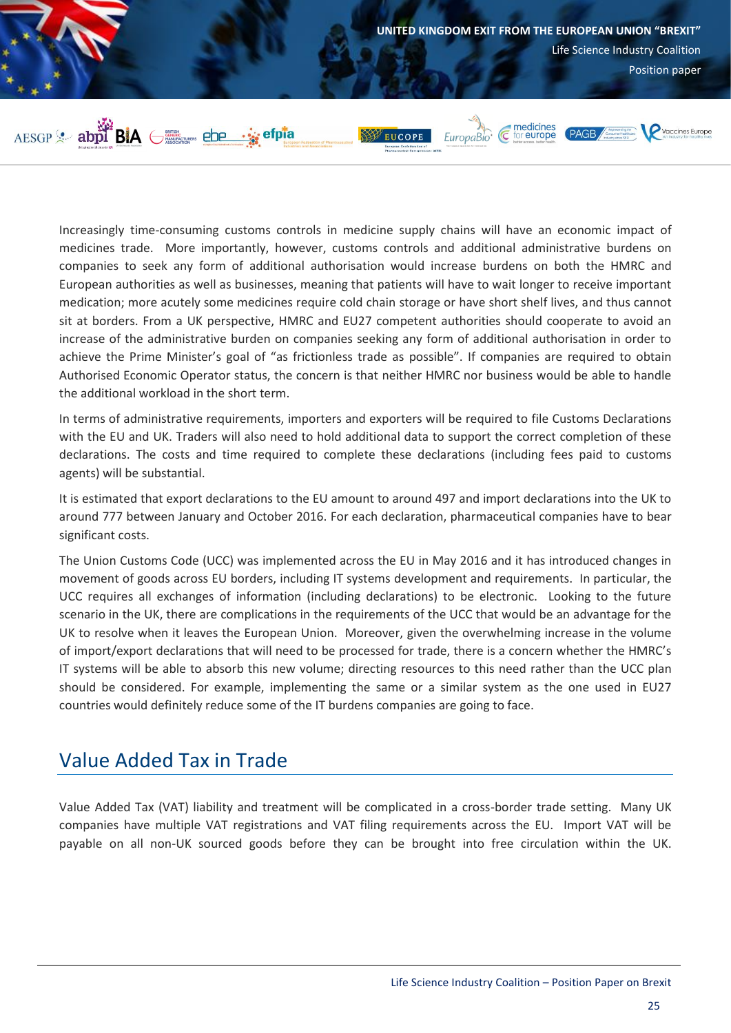Increasingly time-consuming customs controls in medicine supply chains will have an economic impact of medicines trade. More importantly, however, customs controls and additional administrative burdens on companies to seek any form of additional authorisation would increase burdens on both the HMRC and European authorities as well as businesses, meaning that patients will have to wait longer to receive important medication; more acutely some medicines require cold chain storage or have short shelf lives, and thus cannot sit at borders. From a UK perspective, HMRC and EU27 competent authorities should cooperate to avoid an increase of the administrative burden on companies seeking any form of additional authorisation in order to achieve the Prime Minister's goal of "as frictionless trade as possible". If companies are required to obtain Authorised Economic Operator status, the concern is that neither HMRC nor business would be able to handle the additional workload in the short term.

In terms of administrative requirements, importers and exporters will be required to file Customs Declarations with the EU and UK. Traders will also need to hold additional data to support the correct completion of these declarations. The costs and time required to complete these declarations (including fees paid to customs agents) will be substantial.

It is estimated that export declarations to the EU amount to around 497 and import declarations into the UK to around 777 between January and October 2016. For each declaration, pharmaceutical companies have to bear significant costs.

The Union Customs Code (UCC) was implemented across the EU in May 2016 and it has introduced changes in movement of goods across EU borders, including IT systems development and requirements. In particular, the UCC requires all exchanges of information (including declarations) to be electronic. Looking to the future scenario in the UK, there are complications in the requirements of the UCC that would be an advantage for the UK to resolve when it leaves the European Union. Moreover, given the overwhelming increase in the volume of import/export declarations that will need to be processed for trade, there is a concern whether the HMRC's IT systems will be able to absorb this new volume; directing resources to this need rather than the UCC plan should be considered. For example, implementing the same or a similar system as the one used in EU27 countries would definitely reduce some of the IT burdens companies are going to face.

## Value Added Tax in Trade

Value Added Tax (VAT) liability and treatment will be complicated in a cross-border trade setting. Many UK companies have multiple VAT registrations and VAT filing requirements across the EU. Import VAT will be payable on all non-UK sourced goods before they can be brought into free circulation within the UK.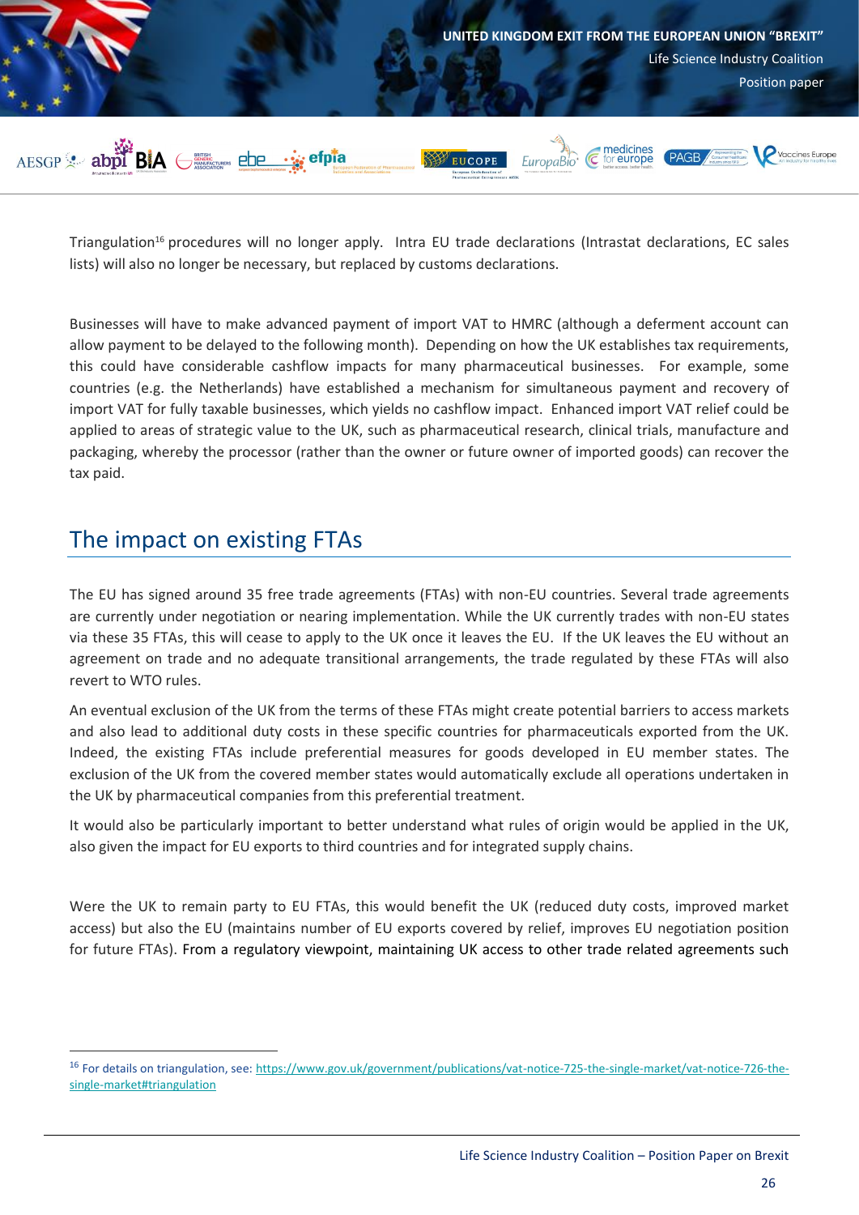Triangulation[16] procedures will no longer apply. Intra EU trade declarations (Intrastat declarations, EC sales lists) will also no longer be necessary, but replaced by customs declarations.

Businesses will have to make advanced payment of import VAT to HMRC (although a deferment account can allow payment to be delayed to the following month). Depending on how the UK establishes tax requirements, this could have considerable cashflow impacts for many pharmaceutical businesses. For example, some countries (e.g. the Netherlands) have established a mechanism for simultaneous payment and recovery of import VAT for fully taxable businesses, which yields no cashflow impact. Enhanced import VAT relief could be applied to areas of strategic value to the UK, such as pharmaceutical research, clinical trials, manufacture and packaging, whereby the processor (rather than the owner or future owner of imported goods) can recover the tax paid.

## The impact on existing FTAs

The EU has signed around 35 free trade agreements (FTAs) with non-EU countries. Several trade agreements are currently under negotiation or nearing implementation. While the UK currently trades with non-EU states via these 35 FTAs, this will cease to apply to the UK once it leaves the EU. If the UK leaves the EU without an agreement on trade and no adequate transitional arrangements, the trade regulated by these FTAs will also revert to WTO rules.

An eventual exclusion of the UK from the terms of these FTAs might create potential barriers to access markets and also lead to additional duty costs in these specific countries for pharmaceuticals exported from the UK. Indeed, the existing FTAs include preferential measures for goods developed in EU member states. The exclusion of the UK from the covered member states would automatically exclude all operations undertaken in the UK by pharmaceutical companies from this preferential treatment.

It would also be particularly important to better understand what rules of origin would be applied in the UK, also given the impact for EU exports to third countries and for integrated supply chains.

Were the UK to remain party to EU FTAs, this would benefit the UK (reduced duty costs, improved market access) but also the EU (maintains number of EU exports covered by relief, improves EU negotiation position for future FTAs). From a regulatory viewpoint, maintaining UK access to other trade related agreements such

[16] For details on triangulation, see: https://www.gov.uk/government/publications/vat-notice-725-the-single-market/vat-notice-726-the-single-market#triangulation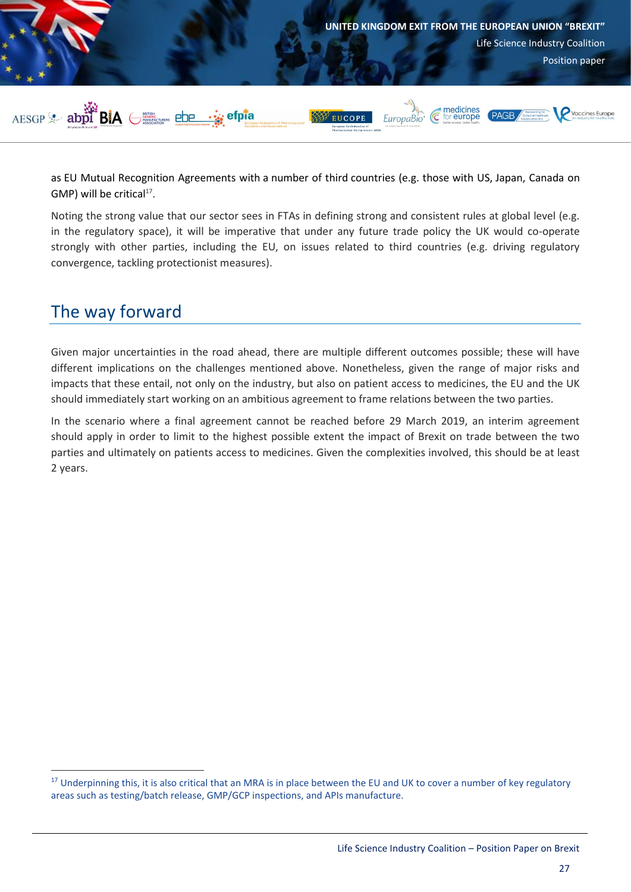as EU Mutual Recognition Agreements with a number of third countries (e.g. those with US, Japan, Canada on GMP) will be critical[17].

Noting the strong value that our sector sees in FTAs in defining strong and consistent rules at global level (e.g. in the regulatory space), it will be imperative that under any future trade policy the UK would co-operate strongly with other parties, including the EU, on issues related to third countries (e.g. driving regulatory convergence, tackling protectionist measures).

## The way forward

Given major uncertainties in the road ahead, there are multiple different outcomes possible; these will have different implications on the challenges mentioned above. Nonetheless, given the range of major risks and impacts that these entail, not only on the industry, but also on patient access to medicines, the EU and the UK should immediately start working on an ambitious agreement to frame relations between the two parties.

In the scenario where a final agreement cannot be reached before 29 March 2019, an interim agreement should apply in order to limit to the highest possible extent the impact of Brexit on trade between the two parties and ultimately on patients access to medicines. Given the complexities involved, this should be at least 2 years.

[17] Underpinning this, it is also critical that an MRA is in place between the EU and UK to cover a number of key regulatory areas such as testing/batch release, GMP/GCP inspections, and APIs manufacture.